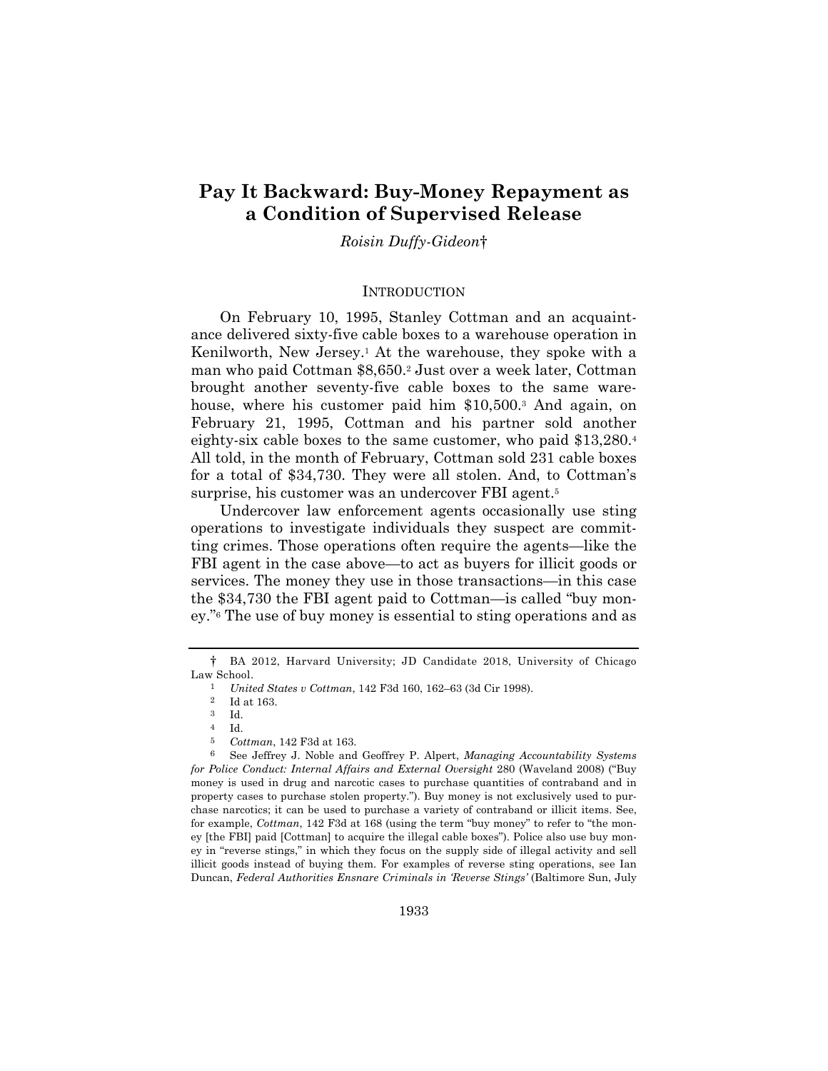# Pay It Backward: Buy-Money Repayment as a Condition of Supervised Release

*Roisin Duffy-Gideon*†

## INTRODUCTION

On February 10, 1995, Stanley Cottman and an acquaintance delivered sixty-five cable boxes to a warehouse operation in Kenilworth, New Jersey.[1] At the warehouse, they spoke with a man who paid Cottman $8,650.[2] Just over a week later, Cottman brought another seventy-five cable boxes to the same warehouse, where his customer paid him $10,500.[3] And again, on February 21, 1995, Cottman and his partner sold another eighty-six cable boxes to the same customer, who paid $13,280.[4] All told, in the month of February, Cottman sold 231 cable boxes for a total of $34,730. They were all stolen. And, to Cottman's surprise, his customer was an undercover FBI agent.[5]

Undercover law enforcement agents occasionally use sting operations to investigate individuals they suspect are committing crimes. Those operations often require the agents—like the FBI agent in the case above—to act as buyers for illicit goods or services. The money they use in those transactions—in this case the $34,730 the FBI agent paid to Cottman—is called "buy money."[6] The use of buy money is essential to sting operations and as

---

† BA 2012, Harvard University; JD Candidate 2018, University of Chicago Law School.

1 *United States v Cottman*, 142 F3d 160, 162–63 (3d Cir 1998).

2 Id at 163.

3 Id.

4 Id.

5 *Cottman*, 142 F3d at 163.

6 See Jeffrey J. Noble and Geoffrey P. Alpert, *Managing Accountability Systems for Police Conduct: Internal Affairs and External Oversight* 280 (Waveland 2008) ("Buy money is used in drug and narcotic cases to purchase quantities of contraband and in property cases to purchase stolen property."). Buy money is not exclusively used to purchase narcotics; it can be used to purchase a variety of contraband or illicit items. See, for example, *Cottman*, 142 F3d at 168 (using the term "buy money" to refer to "the money [the FBI] paid [Cottman] to acquire the illegal cable boxes"). Police also use buy money in "reverse stings," in which they focus on the supply side of illegal activity and sell illicit goods instead of buying them. For examples of reverse sting operations, see Ian Duncan, *Federal Authorities Ensnare Criminals in 'Reverse Stings'* (Baltimore Sun, July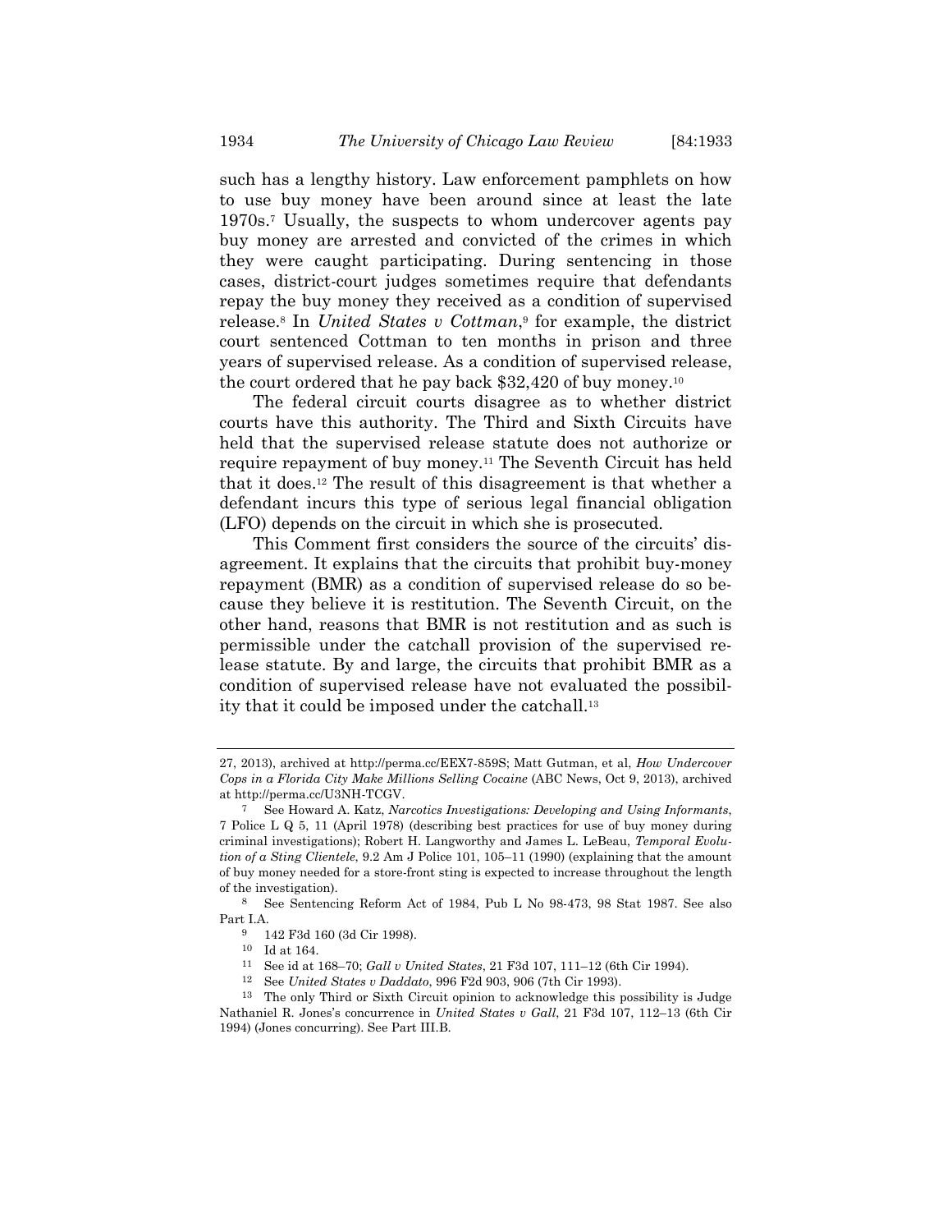such has a lengthy history. Law enforcement pamphlets on how to use buy money have been around since at least the late 1970s.[7] Usually, the suspects to whom undercover agents pay buy money are arrested and convicted of the crimes in which they were caught participating. During sentencing in those cases, district-court judges sometimes require that defendants repay the buy money they received as a condition of supervised release.[8] In *United States v Cottman*,[9] for example, the district court sentenced Cottman to ten months in prison and three years of supervised release. As a condition of supervised release, the court ordered that he pay back $32,420 of buy money.[10]

The federal circuit courts disagree as to whether district courts have this authority. The Third and Sixth Circuits have held that the supervised release statute does not authorize or require repayment of buy money.[11] The Seventh Circuit has held that it does.[12] The result of this disagreement is that whether a defendant incurs this type of serious legal financial obligation (LFO) depends on the circuit in which she is prosecuted.

This Comment first considers the source of the circuits' disagreement. It explains that the circuits that prohibit buy-money repayment (BMR) as a condition of supervised release do so because they believe it is restitution. The Seventh Circuit, on the other hand, reasons that BMR is not restitution and as such is permissible under the catchall provision of the supervised release statute. By and large, the circuits that prohibit BMR as a condition of supervised release have not evaluated the possibility that it could be imposed under the catchall.[13]

---

27, 2013), archived at http://perma.cc/EEX7-859S; Matt Gutman, et al, *How Undercover Cops in a Florida City Make Millions Selling Cocaine* (ABC News, Oct 9, 2013), archived at http://perma.cc/U3NH-TCGV.

[7] See Howard A. Katz, *Narcotics Investigations: Developing and Using Informants*, 7 Police L Q 5, 11 (April 1978) (describing best practices for use of buy money during criminal investigations); Robert H. Langworthy and James L. LeBeau, *Temporal Evolution of a Sting Clientele*, 9.2 Am J Police 101, 105–11 (1990) (explaining that the amount of buy money needed for a store-front sting is expected to increase throughout the length of the investigation).

[8] See Sentencing Reform Act of 1984, Pub L No 98-473, 98 Stat 1987. See also Part I.A.

[9] 142 F3d 160 (3d Cir 1998).

[10] Id at 164.

[11] See id at 168–70; *Gall v United States*, 21 F3d 107, 111–12 (6th Cir 1994).

[12] See *United States v Daddato*, 996 F2d 903, 906 (7th Cir 1993).

[13] The only Third or Sixth Circuit opinion to acknowledge this possibility is Judge Nathaniel R. Jones's concurrence in *United States v Gall*, 21 F3d 107, 112–13 (6th Cir 1994) (Jones concurring). See Part III.B.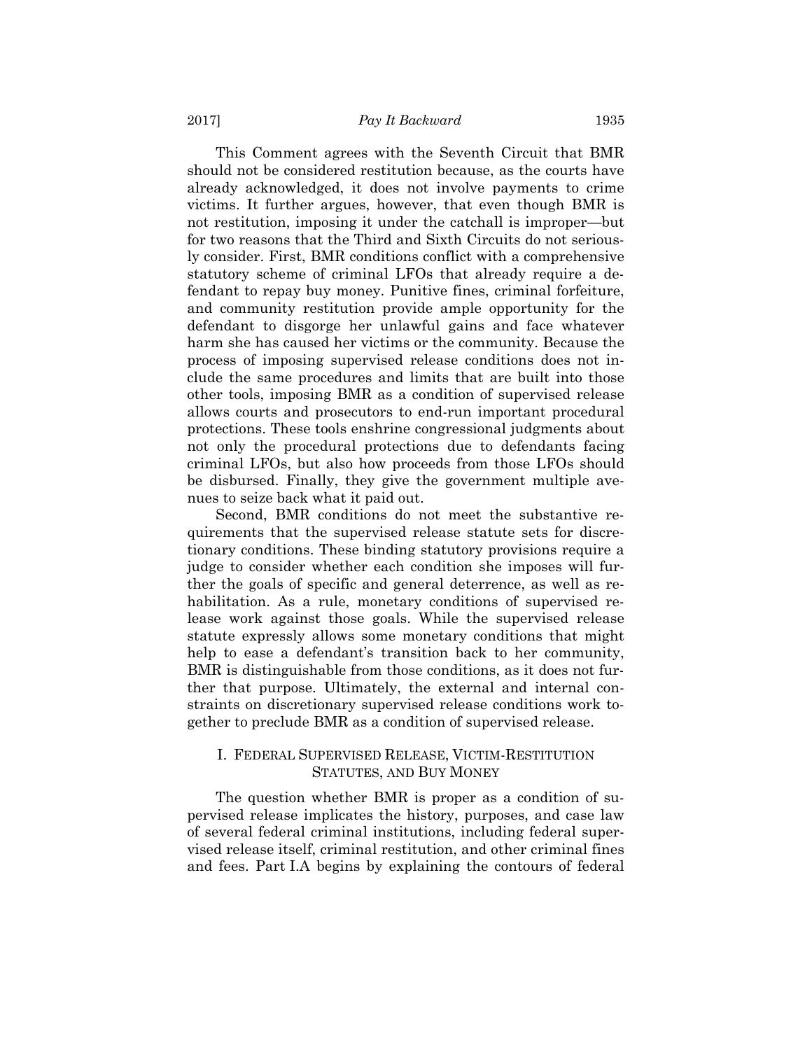This Comment agrees with the Seventh Circuit that BMR should not be considered restitution because, as the courts have already acknowledged, it does not involve payments to crime victims. It further argues, however, that even though BMR is not restitution, imposing it under the catchall is improper—but for two reasons that the Third and Sixth Circuits do not seriously consider. First, BMR conditions conflict with a comprehensive statutory scheme of criminal LFOs that already require a defendant to repay buy money. Punitive fines, criminal forfeiture, and community restitution provide ample opportunity for the defendant to disgorge her unlawful gains and face whatever harm she has caused her victims or the community. Because the process of imposing supervised release conditions does not include the same procedures and limits that are built into those other tools, imposing BMR as a condition of supervised release allows courts and prosecutors to end-run important procedural protections. These tools enshrine congressional judgments about not only the procedural protections due to defendants facing criminal LFOs, but also how proceeds from those LFOs should be disbursed. Finally, they give the government multiple avenues to seize back what it paid out.

Second, BMR conditions do not meet the substantive requirements that the supervised release statute sets for discretionary conditions. These binding statutory provisions require a judge to consider whether each condition she imposes will further the goals of specific and general deterrence, as well as rehabilitation. As a rule, monetary conditions of supervised release work against those goals. While the supervised release statute expressly allows some monetary conditions that might help to ease a defendant's transition back to her community, BMR is distinguishable from those conditions, as it does not further that purpose. Ultimately, the external and internal constraints on discretionary supervised release conditions work together to preclude BMR as a condition of supervised release.

## I. Federal Supervised Release, Victim-Restitution Statutes, and Buy Money

The question whether BMR is proper as a condition of supervised release implicates the history, purposes, and case law of several federal criminal institutions, including federal supervised release itself, criminal restitution, and other criminal fines and fees. Part I.A begins by explaining the contours of federal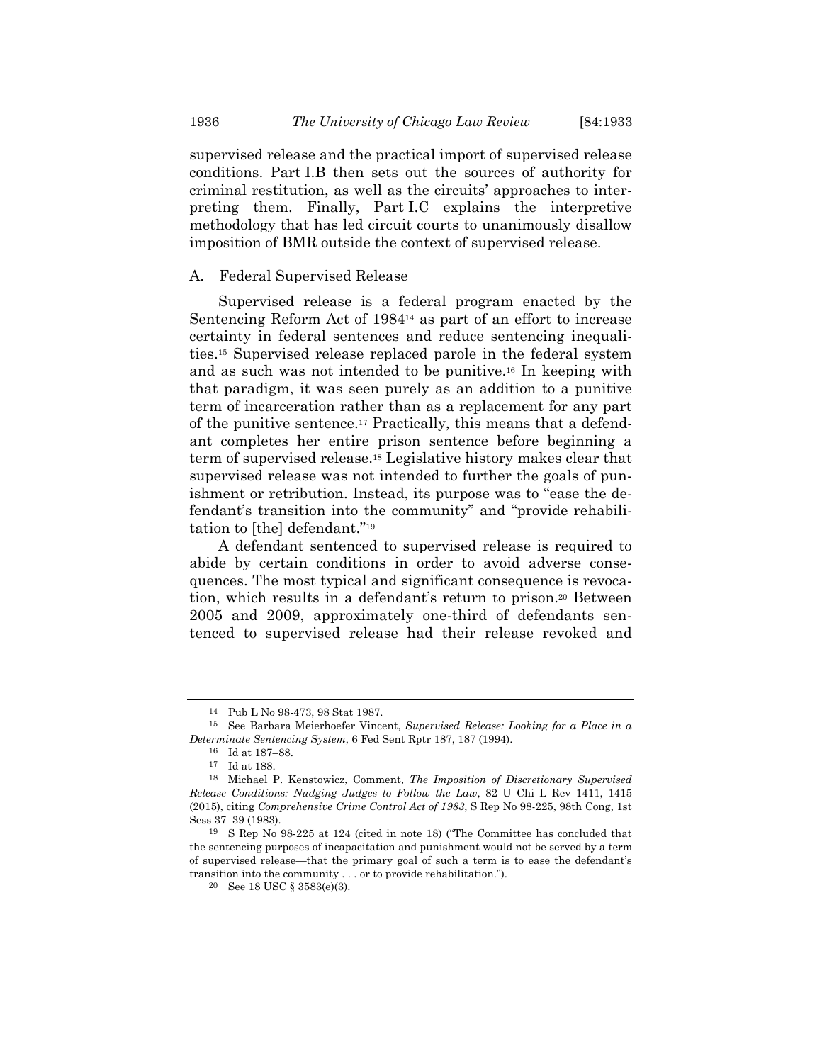supervised release and the practical import of supervised release conditions. Part I.B then sets out the sources of authority for criminal restitution, as well as the circuits' approaches to interpreting them. Finally, Part I.C explains the interpretive methodology that has led circuit courts to unanimously disallow imposition of BMR outside the context of supervised release.

## A. Federal Supervised Release

Supervised release is a federal program enacted by the Sentencing Reform Act of 1984[14] as part of an effort to increase certainty in federal sentences and reduce sentencing inequalities.[15] Supervised release replaced parole in the federal system and as such was not intended to be punitive.[16] In keeping with that paradigm, it was seen purely as an addition to a punitive term of incarceration rather than as a replacement for any part of the punitive sentence.[17] Practically, this means that a defendant completes her entire prison sentence before beginning a term of supervised release.[18] Legislative history makes clear that supervised release was not intended to further the goals of punishment or retribution. Instead, its purpose was to "ease the defendant's transition into the community" and "provide rehabilitation to [the] defendant."[19]

A defendant sentenced to supervised release is required to abide by certain conditions in order to avoid adverse consequences. The most typical and significant consequence is revocation, which results in a defendant's return to prison.[20] Between 2005 and 2009, approximately one-third of defendants sentenced to supervised release had their release revoked and

---

[14] Pub L No 98-473, 98 Stat 1987.

[15] See Barbara Meierhoefer Vincent, *Supervised Release: Looking for a Place in a Determinate Sentencing System*, 6 Fed Sent Rptr 187, 187 (1994).

[16] Id at 187–88.

[17] Id at 188.

[18] Michael P. Kenstowicz, Comment, *The Imposition of Discretionary Supervised Release Conditions: Nudging Judges to Follow the Law*, 82 U Chi L Rev 1411, 1415 (2015), citing *Comprehensive Crime Control Act of 1983*, S Rep No 98-225, 98th Cong, 1st Sess 37–39 (1983).

[19] S Rep No 98-225 at 124 (cited in note 18) ("The Committee has concluded that the sentencing purposes of incapacitation and punishment would not be served by a term of supervised release—that the primary goal of such a term is to ease the defendant's transition into the community . . . or to provide rehabilitation.").

[20] See 18 USC § 3583(e)(3).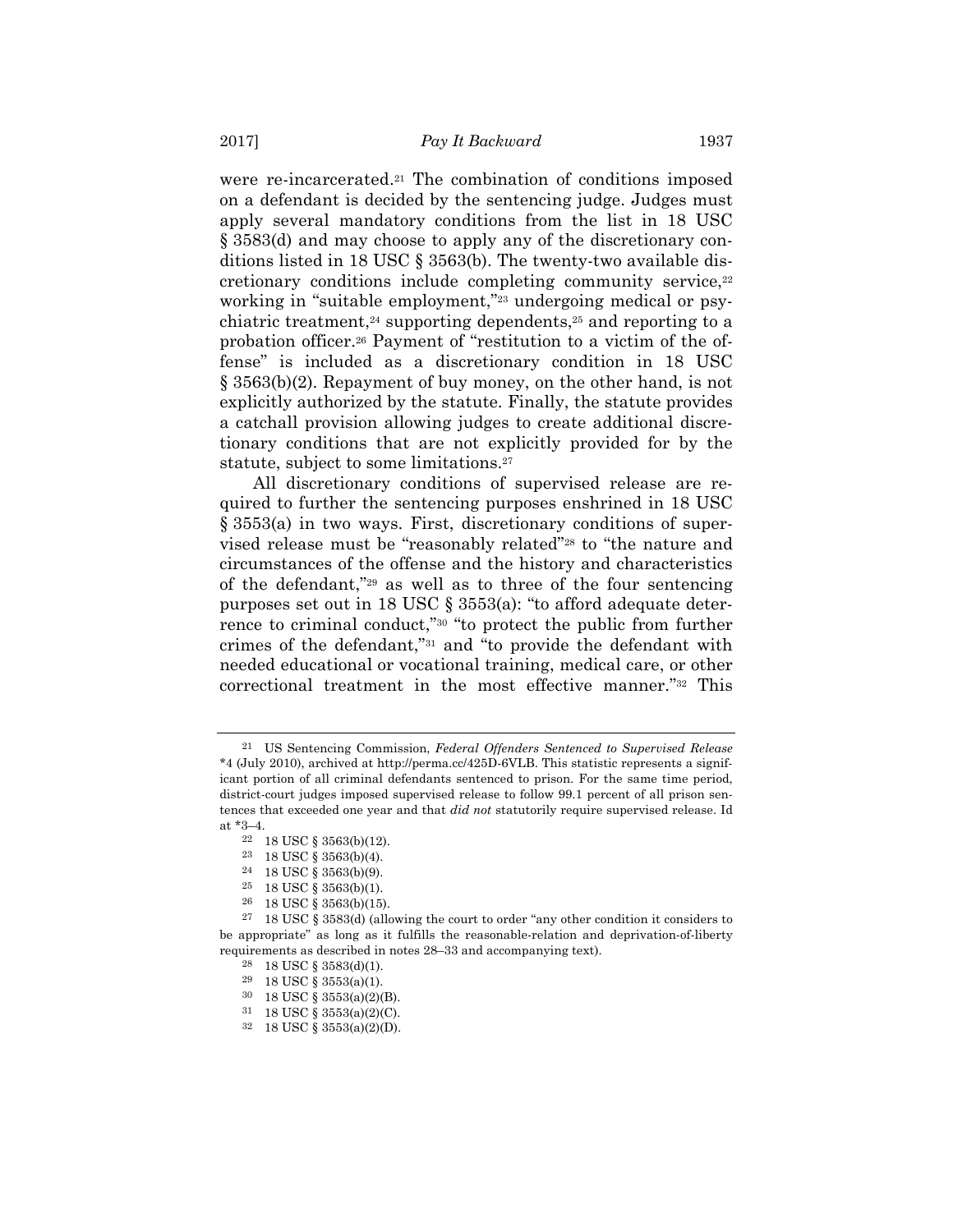were re-incarcerated.[21] The combination of conditions imposed on a defendant is decided by the sentencing judge. Judges must apply several mandatory conditions from the list in 18 USC § 3583(d) and may choose to apply any of the discretionary conditions listed in 18 USC § 3563(b). The twenty-two available discretionary conditions include completing community service,[22] working in "suitable employment,"[23] undergoing medical or psychiatric treatment,[24] supporting dependents,[25] and reporting to a probation officer.[26] Payment of "restitution to a victim of the offense" is included as a discretionary condition in 18 USC § 3563(b)(2). Repayment of buy money, on the other hand, is not explicitly authorized by the statute. Finally, the statute provides a catchall provision allowing judges to create additional discretionary conditions that are not explicitly provided for by the statute, subject to some limitations.[27]

All discretionary conditions of supervised release are required to further the sentencing purposes enshrined in 18 USC § 3553(a) in two ways. First, discretionary conditions of supervised release must be "reasonably related"[28] to "the nature and circumstances of the offense and the history and characteristics of the defendant,"[29] as well as to three of the four sentencing purposes set out in 18 USC § 3553(a): "to afford adequate deterrence to criminal conduct,"[30] "to protect the public from further crimes of the defendant,"[31] and "to provide the defendant with needed educational or vocational training, medical care, or other correctional treatment in the most effective manner."[32] This

---

[21] US Sentencing Commission, *Federal Offenders Sentenced to Supervised Release* *4 (July 2010), archived at http://perma.cc/425D-6VLB. This statistic represents a significant portion of all criminal defendants sentenced to prison. For the same time period, district-court judges imposed supervised release to follow 99.1 percent of all prison sentences that exceeded one year and that *did not* statutorily require supervised release. Id at *3–4.

[22] 18 USC § 3563(b)(12).

[23] 18 USC § 3563(b)(4).

[24] 18 USC § 3563(b)(9).

[25] 18 USC § 3563(b)(1).

[26] 18 USC § 3563(b)(15).

[27] 18 USC § 3583(d) (allowing the court to order "any other condition it considers to be appropriate" as long as it fulfills the reasonable-relation and deprivation-of-liberty requirements as described in notes 28–33 and accompanying text).

[28] 18 USC § 3583(d)(1).

[29] 18 USC § 3553(a)(1).

[30] 18 USC § 3553(a)(2)(B).

[31] 18 USC § 3553(a)(2)(C).

[32] 18 USC § 3553(a)(2)(D).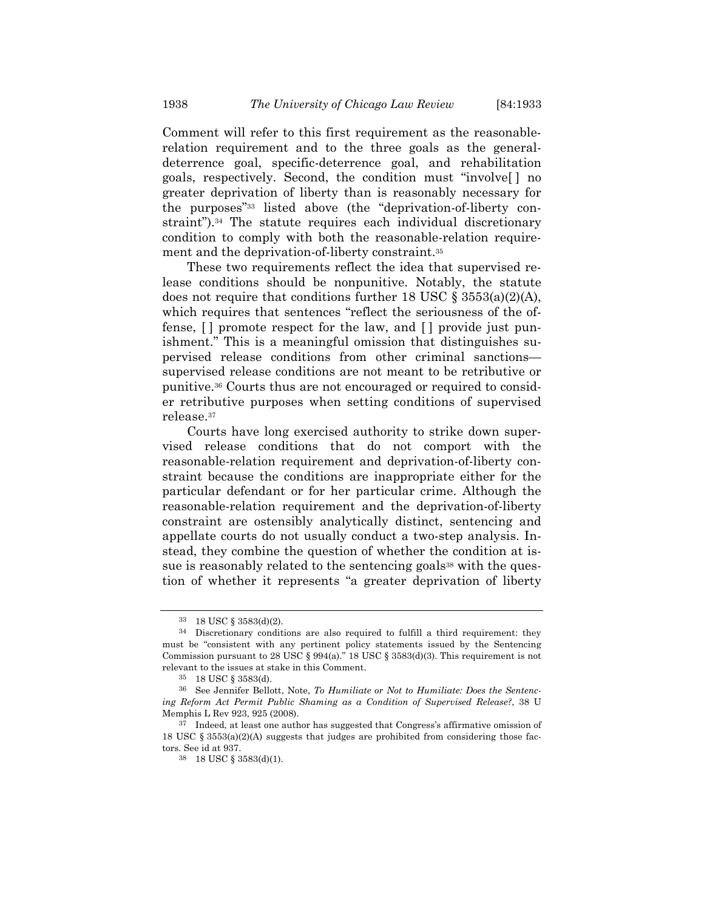Comment will refer to this first requirement as the reasonable-relation requirement and to the three goals as the general-deterrence goal, specific-deterrence goal, and rehabilitation goals, respectively. Second, the condition must "involve[ ] no greater deprivation of liberty than is reasonably necessary for the purposes"[33] listed above (the "deprivation-of-liberty constraint").[34] The statute requires each individual discretionary condition to comply with both the reasonable-relation requirement and the deprivation-of-liberty constraint.[35]

These two requirements reflect the idea that supervised release conditions should be nonpunitive. Notably, the statute does not require that conditions further 18 USC § 3553(a)(2)(A), which requires that sentences "reflect the seriousness of the offense, [ ] promote respect for the law, and [ ] provide just punishment." This is a meaningful omission that distinguishes supervised release conditions from other criminal sanctions—supervised release conditions are not meant to be retributive or punitive.[36] Courts thus are not encouraged or required to consider retributive purposes when setting conditions of supervised release.[37]

Courts have long exercised authority to strike down supervised release conditions that do not comport with the reasonable-relation requirement and deprivation-of-liberty constraint because the conditions are inappropriate either for the particular defendant or for her particular crime. Although the reasonable-relation requirement and the deprivation-of-liberty constraint are ostensibly analytically distinct, sentencing and appellate courts do not usually conduct a two-step analysis. Instead, they combine the question of whether the condition at issue is reasonably related to the sentencing goals[38] with the question of whether it represents "a greater deprivation of liberty

---

[33] 18 USC § 3583(d)(2).

[34] Discretionary conditions are also required to fulfill a third requirement: they must be "consistent with any pertinent policy statements issued by the Sentencing Commission pursuant to 28 USC § 994(a)." 18 USC § 3583(d)(3). This requirement is not relevant to the issues at stake in this Comment.

[35] 18 USC § 3583(d).

[36] See Jennifer Bellott, Note, *To Humiliate or Not to Humiliate: Does the Sentencing Reform Act Permit Public Shaming as a Condition of Supervised Release?*, 38 U Memphis L Rev 923, 925 (2008).

[37] Indeed, at least one author has suggested that Congress's affirmative omission of 18 USC § 3553(a)(2)(A) suggests that judges are prohibited from considering those factors. See id at 937.

[38] 18 USC § 3583(d)(1).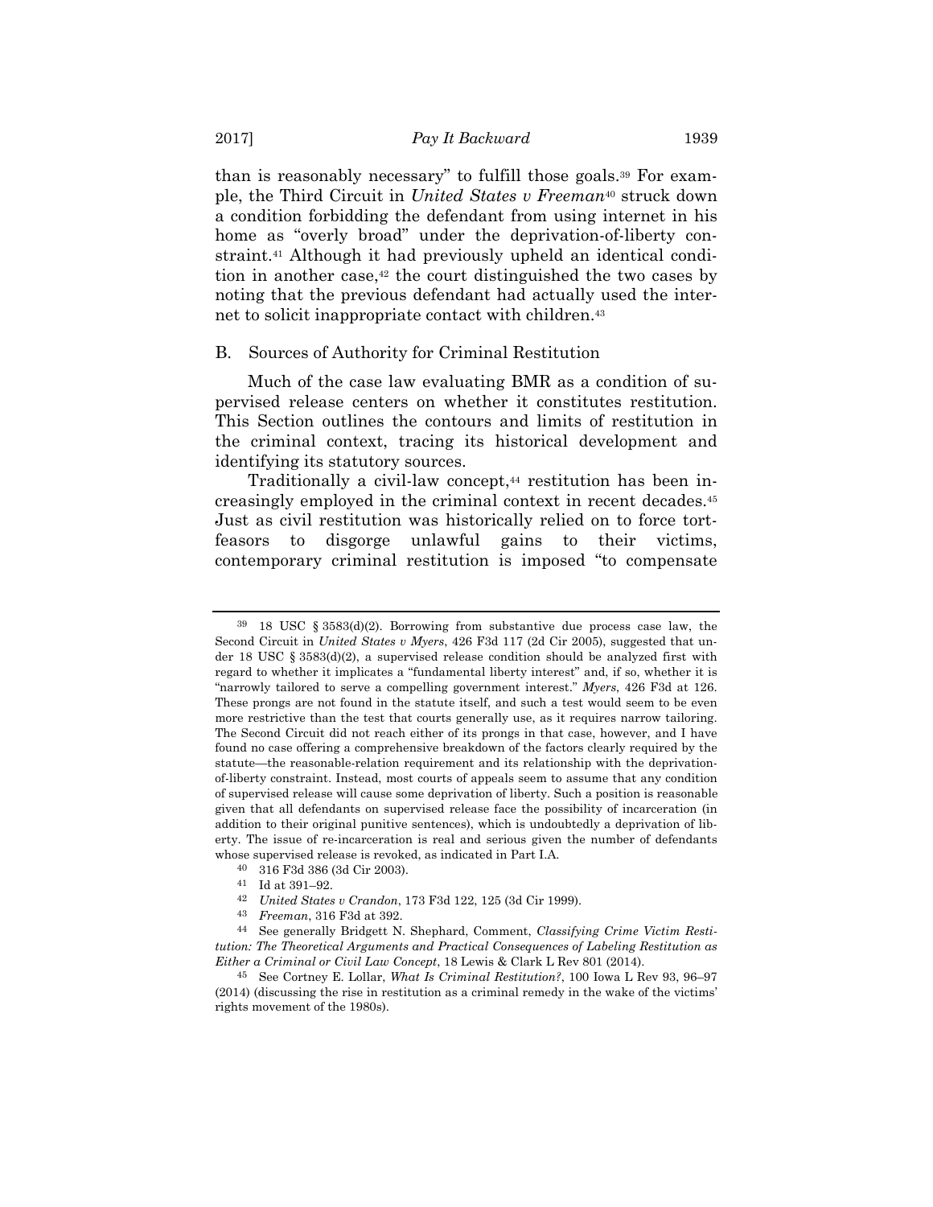than is reasonably necessary" to fulfill those goals.[39] For example, the Third Circuit in *United States v Freeman*[40] struck down a condition forbidding the defendant from using internet in his home as "overly broad" under the deprivation-of-liberty constraint.[41] Although it had previously upheld an identical condition in another case,[42] the court distinguished the two cases by noting that the previous defendant had actually used the internet to solicit inappropriate contact with children.[43]

## B. Sources of Authority for Criminal Restitution

Much of the case law evaluating BMR as a condition of supervised release centers on whether it constitutes restitution. This Section outlines the contours and limits of restitution in the criminal context, tracing its historical development and identifying its statutory sources.

Traditionally a civil-law concept,[44] restitution has been increasingly employed in the criminal context in recent decades.[45] Just as civil restitution was historically relied on to force tortfeasors to disgorge unlawful gains to their victims, contemporary criminal restitution is imposed "to compensate

---

[39] 18 USC § 3583(d)(2). Borrowing from substantive due process case law, the Second Circuit in *United States v Myers*, 426 F3d 117 (2d Cir 2005), suggested that under 18 USC § 3583(d)(2), a supervised release condition should be analyzed first with regard to whether it implicates a "fundamental liberty interest" and, if so, whether it is "narrowly tailored to serve a compelling government interest." *Myers*, 426 F3d at 126. These prongs are not found in the statute itself, and such a test would seem to be even more restrictive than the test that courts generally use, as it requires narrow tailoring. The Second Circuit did not reach either of its prongs in that case, however, and I have found no case offering a comprehensive breakdown of the factors clearly required by the statute—the reasonable-relation requirement and its relationship with the deprivation-of-liberty constraint. Instead, most courts of appeals seem to assume that any condition of supervised release will cause some deprivation of liberty. Such a position is reasonable given that all defendants on supervised release face the possibility of incarceration (in addition to their original punitive sentences), which is undoubtedly a deprivation of liberty. The issue of re-incarceration is real and serious given the number of defendants whose supervised release is revoked, as indicated in Part I.A.

[40] 316 F3d 386 (3d Cir 2003).

[41] Id at 391–92.

[42] *United States v Crandon*, 173 F3d 122, 125 (3d Cir 1999).

[43] *Freeman*, 316 F3d at 392.

[44] See generally Bridgett N. Shephard, Comment, *Classifying Crime Victim Restitution: The Theoretical Arguments and Practical Consequences of Labeling Restitution as Either a Criminal or Civil Law Concept*, 18 Lewis & Clark L Rev 801 (2014).

[45] See Cortney E. Lollar, *What Is Criminal Restitution?*, 100 Iowa L Rev 93, 96–97 (2014) (discussing the rise in restitution as a criminal remedy in the wake of the victims' rights movement of the 1980s).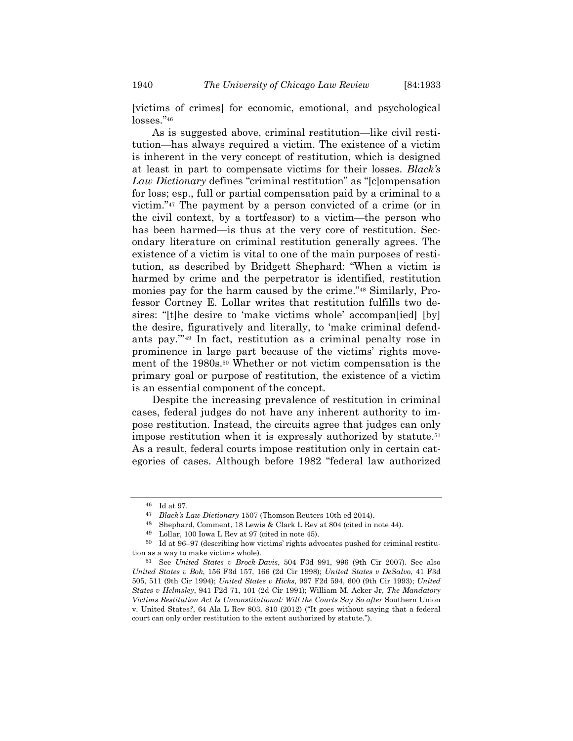[victims of crimes] for economic, emotional, and psychological losses."[46]

As is suggested above, criminal restitution—like civil restitution—has always required a victim. The existence of a victim is inherent in the very concept of restitution, which is designed at least in part to compensate victims for their losses. *Black's Law Dictionary* defines "criminal restitution" as "[c]ompensation for loss; esp., full or partial compensation paid by a criminal to a victim."[47] The payment by a person convicted of a crime (or in the civil context, by a tortfeasor) to a victim—the person who has been harmed—is thus at the very core of restitution. Secondary literature on criminal restitution generally agrees. The existence of a victim is vital to one of the main purposes of restitution, as described by Bridgett Shephard: "When a victim is harmed by crime and the perpetrator is identified, restitution monies pay for the harm caused by the crime."[48] Similarly, Professor Cortney E. Lollar writes that restitution fulfills two desires: "[t]he desire to 'make victims whole' accompan[ied] [by] the desire, figuratively and literally, to 'make criminal defendants pay.'"[49] In fact, restitution as a criminal penalty rose in prominence in large part because of the victims' rights movement of the 1980s.[50] Whether or not victim compensation is the primary goal or purpose of restitution, the existence of a victim is an essential component of the concept.

Despite the increasing prevalence of restitution in criminal cases, federal judges do not have any inherent authority to impose restitution. Instead, the circuits agree that judges can only impose restitution when it is expressly authorized by statute.[51] As a result, federal courts impose restitution only in certain categories of cases. Although before 1982 "federal law authorized

---

[46] Id at 97.

[47] *Black's Law Dictionary* 1507 (Thomson Reuters 10th ed 2014).

[48] Shephard, Comment, 18 Lewis & Clark L Rev at 804 (cited in note 44).

[49] Lollar, 100 Iowa L Rev at 97 (cited in note 45).

[50] Id at 96–97 (describing how victims' rights advocates pushed for criminal restitution as a way to make victims whole).

[51] See *United States v Brock-Davis*, 504 F3d 991, 996 (9th Cir 2007). See also *United States v Bok*, 156 F3d 157, 166 (2d Cir 1998); *United States v DeSalvo*, 41 F3d 505, 511 (9th Cir 1994); *United States v Hicks*, 997 F2d 594, 600 (9th Cir 1993); *United States v Helmsley*, 941 F2d 71, 101 (2d Cir 1991); William M. Acker Jr, *The Mandatory Victims Restitution Act Is Unconstitutional: Will the Courts Say So after* Southern Union v. United States*?*, 64 Ala L Rev 803, 810 (2012) ("It goes without saying that a federal court can only order restitution to the extent authorized by statute.").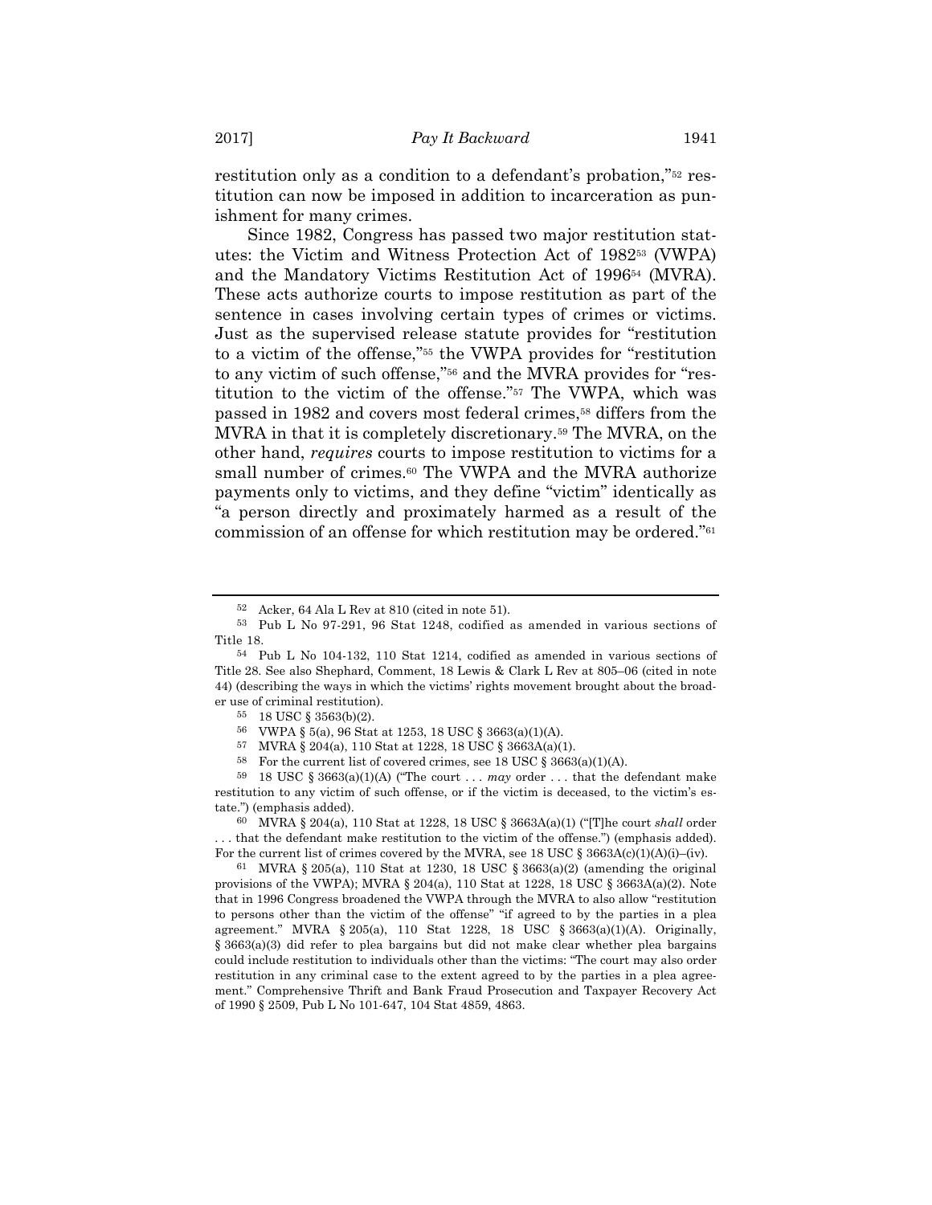restitution only as a condition to a defendant's probation,"[52] restitution can now be imposed in addition to incarceration as punishment for many crimes.

Since 1982, Congress has passed two major restitution statutes: the Victim and Witness Protection Act of 1982[53] (VWPA) and the Mandatory Victims Restitution Act of 1996[54] (MVRA). These acts authorize courts to impose restitution as part of the sentence in cases involving certain types of crimes or victims. Just as the supervised release statute provides for "restitution to a victim of the offense,"[55] the VWPA provides for "restitution to any victim of such offense,"[56] and the MVRA provides for "restitution to the victim of the offense."[57] The VWPA, which was passed in 1982 and covers most federal crimes,[58] differs from the MVRA in that it is completely discretionary.[59] The MVRA, on the other hand, *requires* courts to impose restitution to victims for a small number of crimes.[60] The VWPA and the MVRA authorize payments only to victims, and they define "victim" identically as "a person directly and proximately harmed as a result of the commission of an offense for which restitution may be ordered."[61]

---

[52] Acker, 64 Ala L Rev at 810 (cited in note 51).

[53] Pub L No 97-291, 96 Stat 1248, codified as amended in various sections of Title 18.

[54] Pub L No 104-132, 110 Stat 1214, codified as amended in various sections of Title 28. See also Shephard, Comment, 18 Lewis & Clark L Rev at 805–06 (cited in note 44) (describing the ways in which the victims' rights movement brought about the broader use of criminal restitution).

[55] 18 USC § 3563(b)(2).

[56] VWPA § 5(a), 96 Stat at 1253, 18 USC § 3663(a)(1)(A).

[57] MVRA § 204(a), 110 Stat at 1228, 18 USC § 3663A(a)(1).

[58] For the current list of covered crimes, see 18 USC § 3663(a)(1)(A).

[59] 18 USC § 3663(a)(1)(A) ("The court . . . *may* order . . . that the defendant make restitution to any victim of such offense, or if the victim is deceased, to the victim's estate.") (emphasis added).

[60] MVRA § 204(a), 110 Stat at 1228, 18 USC § 3663A(a)(1) ("[T]he court *shall* order . . . that the defendant make restitution to the victim of the offense.") (emphasis added). For the current list of crimes covered by the MVRA, see 18 USC § 3663A(c)(1)(A)(i)–(iv).

[61] MVRA § 205(a), 110 Stat at 1230, 18 USC § 3663(a)(2) (amending the original provisions of the VWPA); MVRA § 204(a), 110 Stat at 1228, 18 USC § 3663A(a)(2). Note that in 1996 Congress broadened the VWPA through the MVRA to also allow "restitution to persons other than the victim of the offense" "if agreed to by the parties in a plea agreement." MVRA § 205(a), 110 Stat 1228, 18 USC § 3663(a)(1)(A). Originally, § 3663(a)(3) did refer to plea bargains but did not make clear whether plea bargains could include restitution to individuals other than the victims: "The court may also order restitution in any criminal case to the extent agreed to by the parties in a plea agreement." Comprehensive Thrift and Bank Fraud Prosecution and Taxpayer Recovery Act of 1990 § 2509, Pub L No 101-647, 104 Stat 4859, 4863.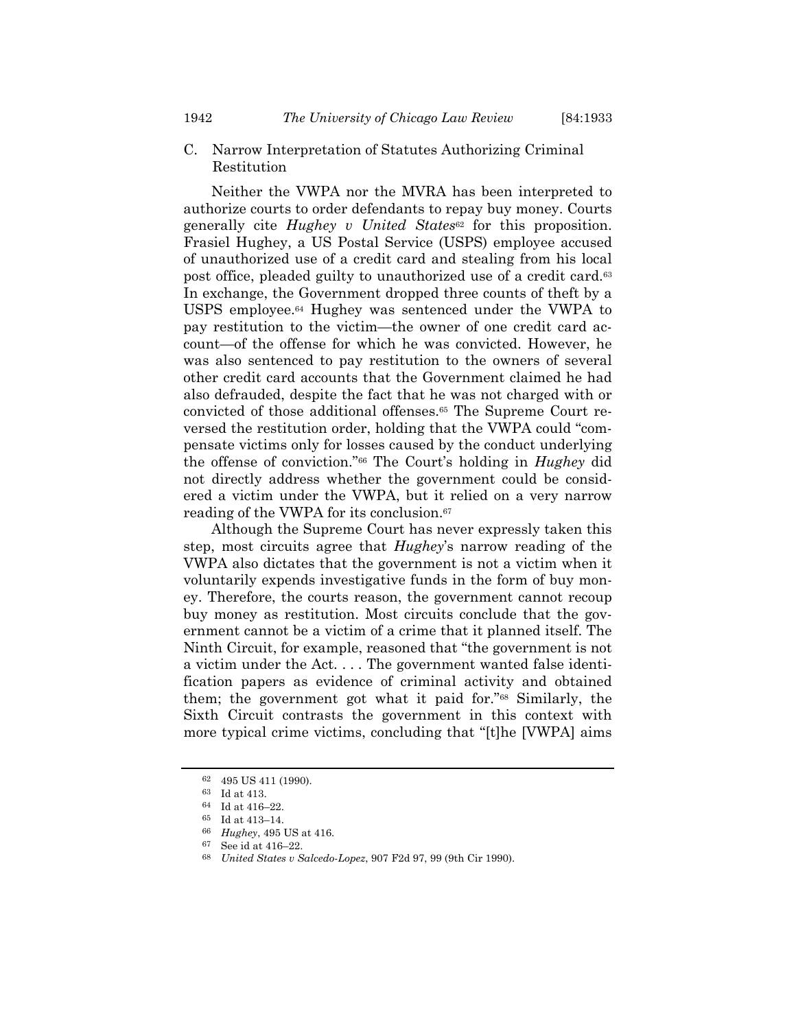### C. Narrow Interpretation of Statutes Authorizing Criminal Restitution

Neither the VWPA nor the MVRA has been interpreted to authorize courts to order defendants to repay buy money. Courts generally cite *Hughey v United States*[62] for this proposition. Frasiel Hughey, a US Postal Service (USPS) employee accused of unauthorized use of a credit card and stealing from his local post office, pleaded guilty to unauthorized use of a credit card.[63] In exchange, the Government dropped three counts of theft by a USPS employee.[64] Hughey was sentenced under the VWPA to pay restitution to the victim—the owner of one credit card account—of the offense for which he was convicted. However, he was also sentenced to pay restitution to the owners of several other credit card accounts that the Government claimed he had also defrauded, despite the fact that he was not charged with or convicted of those additional offenses.[65] The Supreme Court reversed the restitution order, holding that the VWPA could "compensate victims only for losses caused by the conduct underlying the offense of conviction."[66] The Court's holding in *Hughey* did not directly address whether the government could be considered a victim under the VWPA, but it relied on a very narrow reading of the VWPA for its conclusion.[67]

Although the Supreme Court has never expressly taken this step, most circuits agree that *Hughey*'s narrow reading of the VWPA also dictates that the government is not a victim when it voluntarily expends investigative funds in the form of buy money. Therefore, the courts reason, the government cannot recoup buy money as restitution. Most circuits conclude that the government cannot be a victim of a crime that it planned itself. The Ninth Circuit, for example, reasoned that "the government is not a victim under the Act. . . . The government wanted false identification papers as evidence of criminal activity and obtained them; the government got what it paid for."[68] Similarly, the Sixth Circuit contrasts the government in this context with more typical crime victims, concluding that "[t]he [VWPA] aims

---

[62] 495 US 411 (1990).

[63] Id at 413.

[64] Id at 416–22.

[65] Id at 413–14.

[66] *Hughey*, 495 US at 416.

[67] See id at 416–22.

[68] *United States v Salcedo-Lopez*, 907 F2d 97, 99 (9th Cir 1990).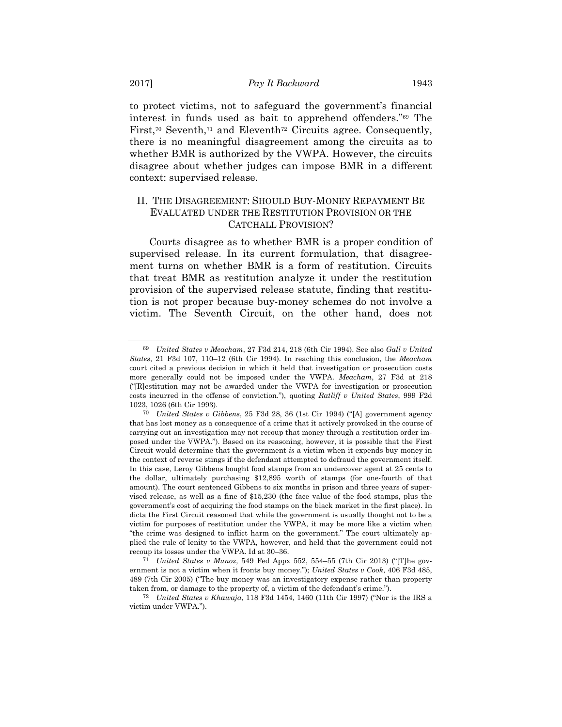to protect victims, not to safeguard the government's financial interest in funds used as bait to apprehend offenders."[69] The First,[70] Seventh,[71] and Eleventh[72] Circuits agree. Consequently, there is no meaningful disagreement among the circuits as to whether BMR is authorized by the VWPA. However, the circuits disagree about whether judges can impose BMR in a different context: supervised release.

## II. The Disagreement: Should Buy-Money Repayment Be Evaluated under the Restitution Provision or the Catchall Provision?

Courts disagree as to whether BMR is a proper condition of supervised release. In its current formulation, that disagreement turns on whether BMR is a form of restitution. Circuits that treat BMR as restitution analyze it under the restitution provision of the supervised release statute, finding that restitution is not proper because buy-money schemes do not involve a victim. The Seventh Circuit, on the other hand, does not

---

[69] *United States v Meacham*, 27 F3d 214, 218 (6th Cir 1994). See also *Gall v United States*, 21 F3d 107, 110–12 (6th Cir 1994). In reaching this conclusion, the *Meacham* court cited a previous decision in which it held that investigation or prosecution costs more generally could not be imposed under the VWPA. *Meacham*, 27 F3d at 218 ("[R]estitution may not be awarded under the VWPA for investigation or prosecution costs incurred in the offense of conviction."), quoting *Ratliff v United States*, 999 F2d 1023, 1026 (6th Cir 1993).

[70] *United States v Gibbens*, 25 F3d 28, 36 (1st Cir 1994) ("[A] government agency that has lost money as a consequence of a crime that it actively provoked in the course of carrying out an investigation may not recoup that money through a restitution order imposed under the VWPA."). Based on its reasoning, however, it is possible that the First Circuit would determine that the government *is* a victim when it expends buy money in the context of reverse stings if the defendant attempted to defraud the government itself. In this case, Leroy Gibbens bought food stamps from an undercover agent at 25 cents to the dollar, ultimately purchasing $12,895 worth of stamps (for one-fourth of that amount). The court sentenced Gibbens to six months in prison and three years of supervised release, as well as a fine of $15,230 (the face value of the food stamps, plus the government's cost of acquiring the food stamps on the black market in the first place). In dicta the First Circuit reasoned that while the government is usually thought not to be a victim for purposes of restitution under the VWPA, it may be more like a victim when "the crime was designed to inflict harm on the government." The court ultimately applied the rule of lenity to the VWPA, however, and held that the government could not recoup its losses under the VWPA. Id at 30–36.

[71] *United States v Munoz*, 549 Fed Appx 552, 554–55 (7th Cir 2013) ("[T]he government is not a victim when it fronts buy money."); *United States v Cook*, 406 F3d 485, 489 (7th Cir 2005) ("The buy money was an investigatory expense rather than property taken from, or damage to the property of, a victim of the defendant's crime.").

[72] *United States v Khawaja*, 118 F3d 1454, 1460 (11th Cir 1997) ("Nor is the IRS a victim under VWPA.").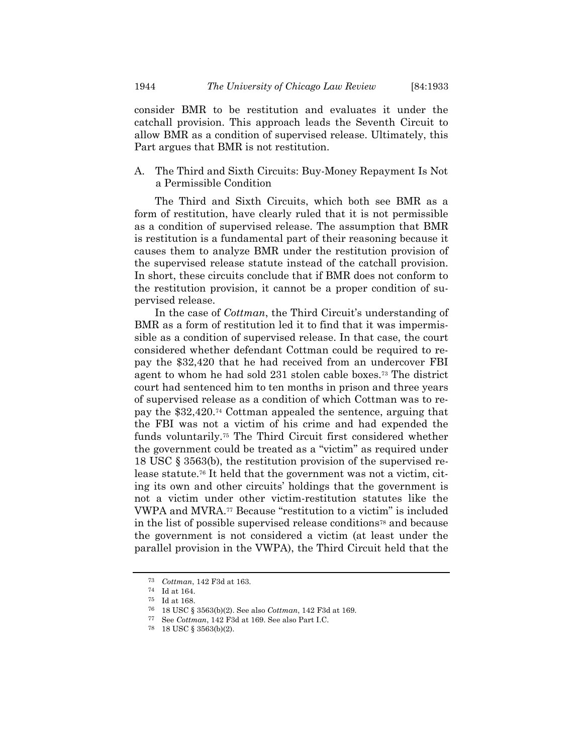consider BMR to be restitution and evaluates it under the catchall provision. This approach leads the Seventh Circuit to allow BMR as a condition of supervised release. Ultimately, this Part argues that BMR is not restitution.

## A. The Third and Sixth Circuits: Buy-Money Repayment Is Not a Permissible Condition

The Third and Sixth Circuits, which both see BMR as a form of restitution, have clearly ruled that it is not permissible as a condition of supervised release. The assumption that BMR is restitution is a fundamental part of their reasoning because it causes them to analyze BMR under the restitution provision of the supervised release statute instead of the catchall provision. In short, these circuits conclude that if BMR does not conform to the restitution provision, it cannot be a proper condition of supervised release.

In the case of *Cottman*, the Third Circuit's understanding of BMR as a form of restitution led it to find that it was impermissible as a condition of supervised release. In that case, the court considered whether defendant Cottman could be required to repay the $32,420 that he had received from an undercover FBI agent to whom he had sold 231 stolen cable boxes.[73] The district court had sentenced him to ten months in prison and three years of supervised release as a condition of which Cottman was to repay the $32,420.[74] Cottman appealed the sentence, arguing that the FBI was not a victim of his crime and had expended the funds voluntarily.[75] The Third Circuit first considered whether the government could be treated as a "victim" as required under 18 USC § 3563(b), the restitution provision of the supervised release statute.[76] It held that the government was not a victim, citing its own and other circuits' holdings that the government is not a victim under other victim-restitution statutes like the VWPA and MVRA.[77] Because "restitution to a victim" is included in the list of possible supervised release conditions[78] and because the government is not considered a victim (at least under the parallel provision in the VWPA), the Third Circuit held that the

---

[73] *Cottman*, 142 F3d at 163.

[74] Id at 164.

[75] Id at 168.

[76] 18 USC § 3563(b)(2). See also *Cottman*, 142 F3d at 169.

[77] See *Cottman*, 142 F3d at 169. See also Part I.C.

[78] 18 USC § 3563(b)(2).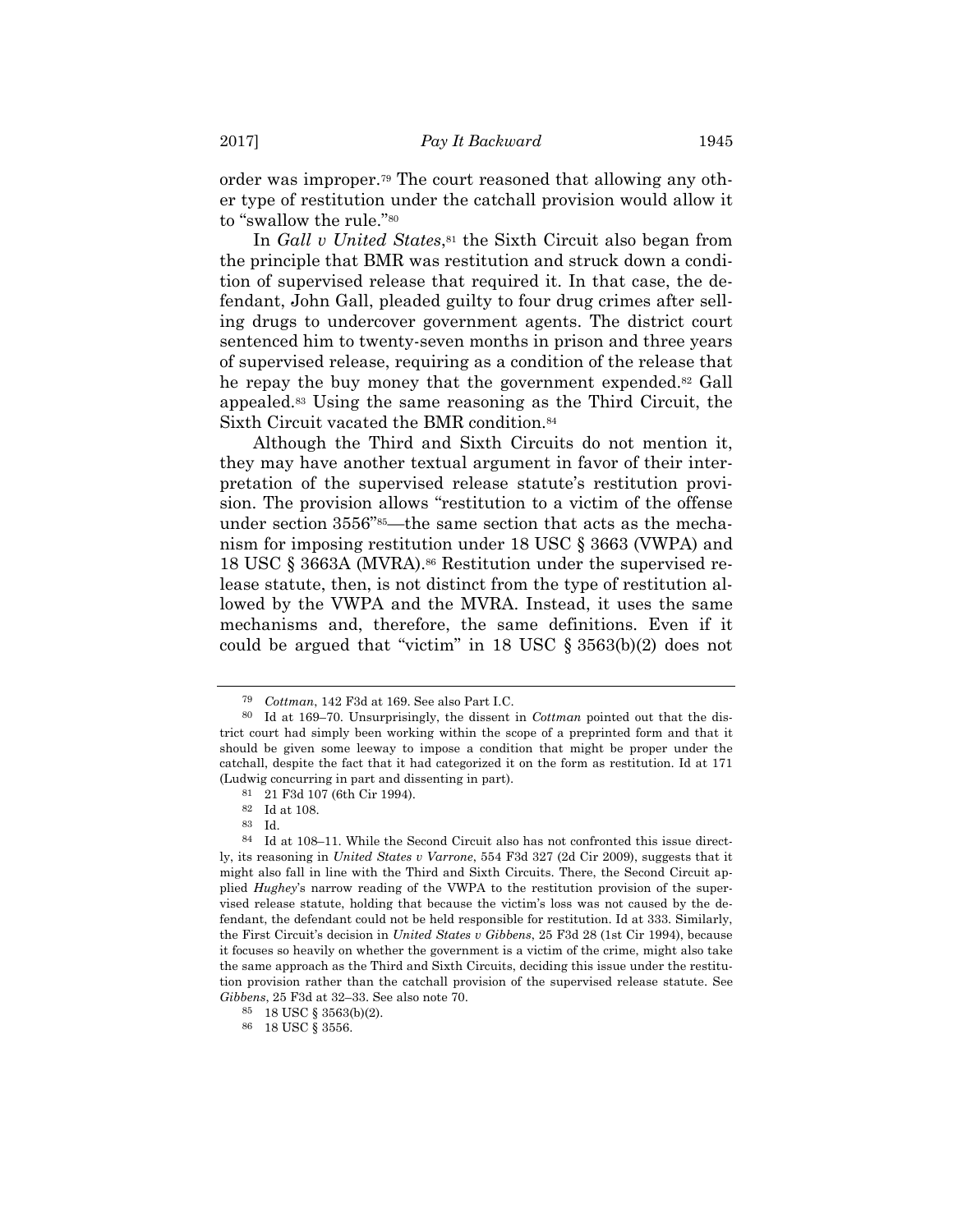order was improper.[79] The court reasoned that allowing any other type of restitution under the catchall provision would allow it to "swallow the rule."[80]

In *Gall v United States*,[81] the Sixth Circuit also began from the principle that BMR was restitution and struck down a condition of supervised release that required it. In that case, the defendant, John Gall, pleaded guilty to four drug crimes after selling drugs to undercover government agents. The district court sentenced him to twenty-seven months in prison and three years of supervised release, requiring as a condition of the release that he repay the buy money that the government expended.[82] Gall appealed.[83] Using the same reasoning as the Third Circuit, the Sixth Circuit vacated the BMR condition.[84]

Although the Third and Sixth Circuits do not mention it, they may have another textual argument in favor of their interpretation of the supervised release statute's restitution provision. The provision allows "restitution to a victim of the offense under section 3556"[85]—the same section that acts as the mechanism for imposing restitution under 18 USC § 3663 (VWPA) and 18 USC § 3663A (MVRA).[86] Restitution under the supervised release statute, then, is not distinct from the type of restitution allowed by the VWPA and the MVRA. Instead, it uses the same mechanisms and, therefore, the same definitions. Even if it could be argued that "victim" in 18 USC § 3563(b)(2) does not

---

[79] *Cottman*, 142 F3d at 169. See also Part I.C.

[80] Id at 169–70. Unsurprisingly, the dissent in *Cottman* pointed out that the district court had simply been working within the scope of a preprinted form and that it should be given some leeway to impose a condition that might be proper under the catchall, despite the fact that it had categorized it on the form as restitution. Id at 171 (Ludwig concurring in part and dissenting in part).

[81] 21 F3d 107 (6th Cir 1994).

[82] Id at 108.

[83] Id.

[84] Id at 108–11. While the Second Circuit also has not confronted this issue directly, its reasoning in *United States v Varrone*, 554 F3d 327 (2d Cir 2009), suggests that it might also fall in line with the Third and Sixth Circuits. There, the Second Circuit applied *Hughey*'s narrow reading of the VWPA to the restitution provision of the supervised release statute, holding that because the victim's loss was not caused by the defendant, the defendant could not be held responsible for restitution. Id at 333. Similarly, the First Circuit's decision in *United States v Gibbens*, 25 F3d 28 (1st Cir 1994), because it focuses so heavily on whether the government is a victim of the crime, might also take the same approach as the Third and Sixth Circuits, deciding this issue under the restitution provision rather than the catchall provision of the supervised release statute. See *Gibbens*, 25 F3d at 32–33. See also note 70.

[85] 18 USC § 3563(b)(2).

[86] 18 USC § 3556.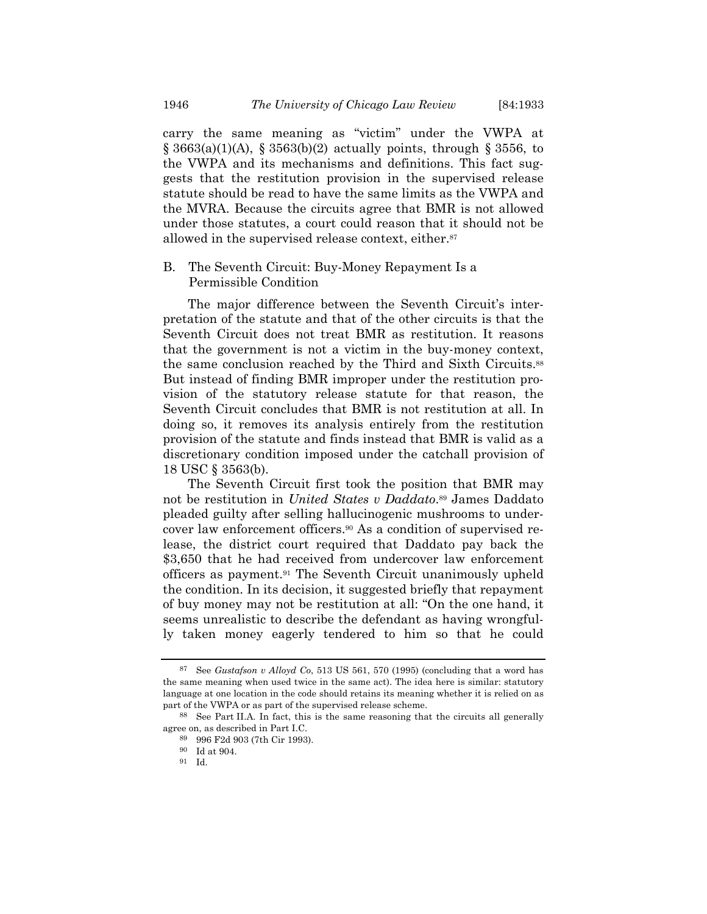carry the same meaning as "victim" under the VWPA at § 3663(a)(1)(A), § 3563(b)(2) actually points, through § 3556, to the VWPA and its mechanisms and definitions. This fact suggests that the restitution provision in the supervised release statute should be read to have the same limits as the VWPA and the MVRA. Because the circuits agree that BMR is not allowed under those statutes, a court could reason that it should not be allowed in the supervised release context, either.[87]

## B. The Seventh Circuit: Buy-Money Repayment Is a Permissible Condition

The major difference between the Seventh Circuit's interpretation of the statute and that of the other circuits is that the Seventh Circuit does not treat BMR as restitution. It reasons that the government is not a victim in the buy-money context, the same conclusion reached by the Third and Sixth Circuits.[88] But instead of finding BMR improper under the restitution provision of the statutory release statute for that reason, the Seventh Circuit concludes that BMR is not restitution at all. In doing so, it removes its analysis entirely from the restitution provision of the statute and finds instead that BMR is valid as a discretionary condition imposed under the catchall provision of 18 USC § 3563(b).

The Seventh Circuit first took the position that BMR may not be restitution in *United States v Daddato*.[89] James Daddato pleaded guilty after selling hallucinogenic mushrooms to undercover law enforcement officers.[90] As a condition of supervised release, the district court required that Daddato pay back the $3,650 that he had received from undercover law enforcement officers as payment.[91] The Seventh Circuit unanimously upheld the condition. In its decision, it suggested briefly that repayment of buy money may not be restitution at all: "On the one hand, it seems unrealistic to describe the defendant as having wrongfully taken money eagerly tendered to him so that he could

---

[87] See *Gustafson v Alloyd Co*, 513 US 561, 570 (1995) (concluding that a word has the same meaning when used twice in the same act). The idea here is similar: statutory language at one location in the code should retains its meaning whether it is relied on as part of the VWPA or as part of the supervised release scheme.

[88] See Part II.A. In fact, this is the same reasoning that the circuits all generally agree on, as described in Part I.C.

[89] 996 F2d 903 (7th Cir 1993).

[90] Id at 904.

[91] Id.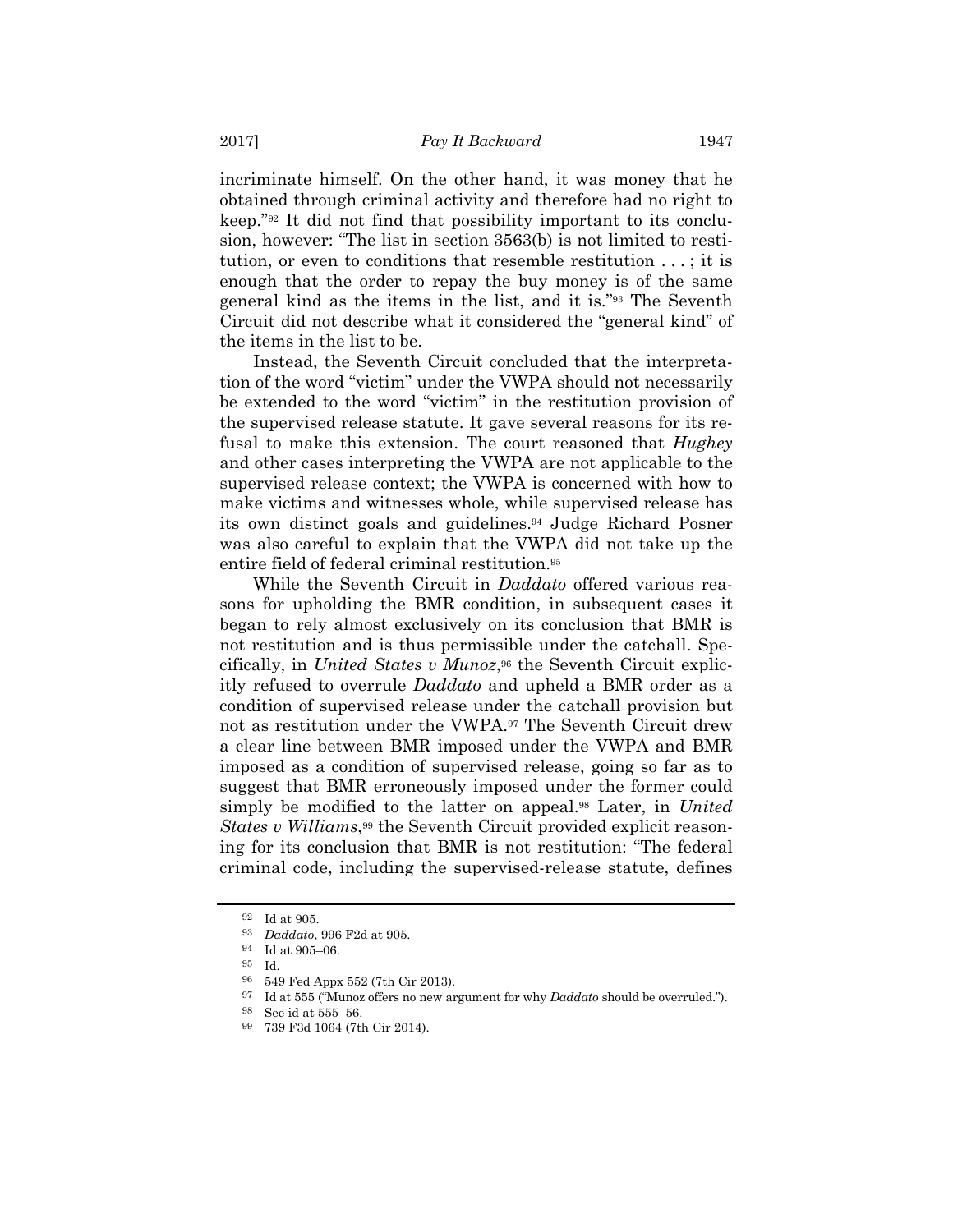incriminate himself. On the other hand, it was money that he obtained through criminal activity and therefore had no right to keep."[92] It did not find that possibility important to its conclusion, however: "The list in section 3563(b) is not limited to restitution, or even to conditions that resemble restitution . . . ; it is enough that the order to repay the buy money is of the same general kind as the items in the list, and it is."[93] The Seventh Circuit did not describe what it considered the "general kind" of the items in the list to be.

Instead, the Seventh Circuit concluded that the interpretation of the word "victim" under the VWPA should not necessarily be extended to the word "victim" in the restitution provision of the supervised release statute. It gave several reasons for its refusal to make this extension. The court reasoned that *Hughey* and other cases interpreting the VWPA are not applicable to the supervised release context; the VWPA is concerned with how to make victims and witnesses whole, while supervised release has its own distinct goals and guidelines.[94] Judge Richard Posner was also careful to explain that the VWPA did not take up the entire field of federal criminal restitution.[95]

While the Seventh Circuit in *Daddato* offered various reasons for upholding the BMR condition, in subsequent cases it began to rely almost exclusively on its conclusion that BMR is not restitution and is thus permissible under the catchall. Specifically, in *United States v Munoz*,[96] the Seventh Circuit explicitly refused to overrule *Daddato* and upheld a BMR order as a condition of supervised release under the catchall provision but not as restitution under the VWPA.[97] The Seventh Circuit drew a clear line between BMR imposed under the VWPA and BMR imposed as a condition of supervised release, going so far as to suggest that BMR erroneously imposed under the former could simply be modified to the latter on appeal.[98] Later, in *United States v Williams*,[99] the Seventh Circuit provided explicit reasoning for its conclusion that BMR is not restitution: "The federal criminal code, including the supervised-release statute, defines

---

[92] Id at 905.

[93] *Daddato*, 996 F2d at 905.

[94] Id at 905–06.

[95] Id.

[96] 549 Fed Appx 552 (7th Cir 2013).

[97] Id at 555 ("Munoz offers no new argument for why *Daddato* should be overruled.").

[98] See id at 555–56.

[99] 739 F3d 1064 (7th Cir 2014).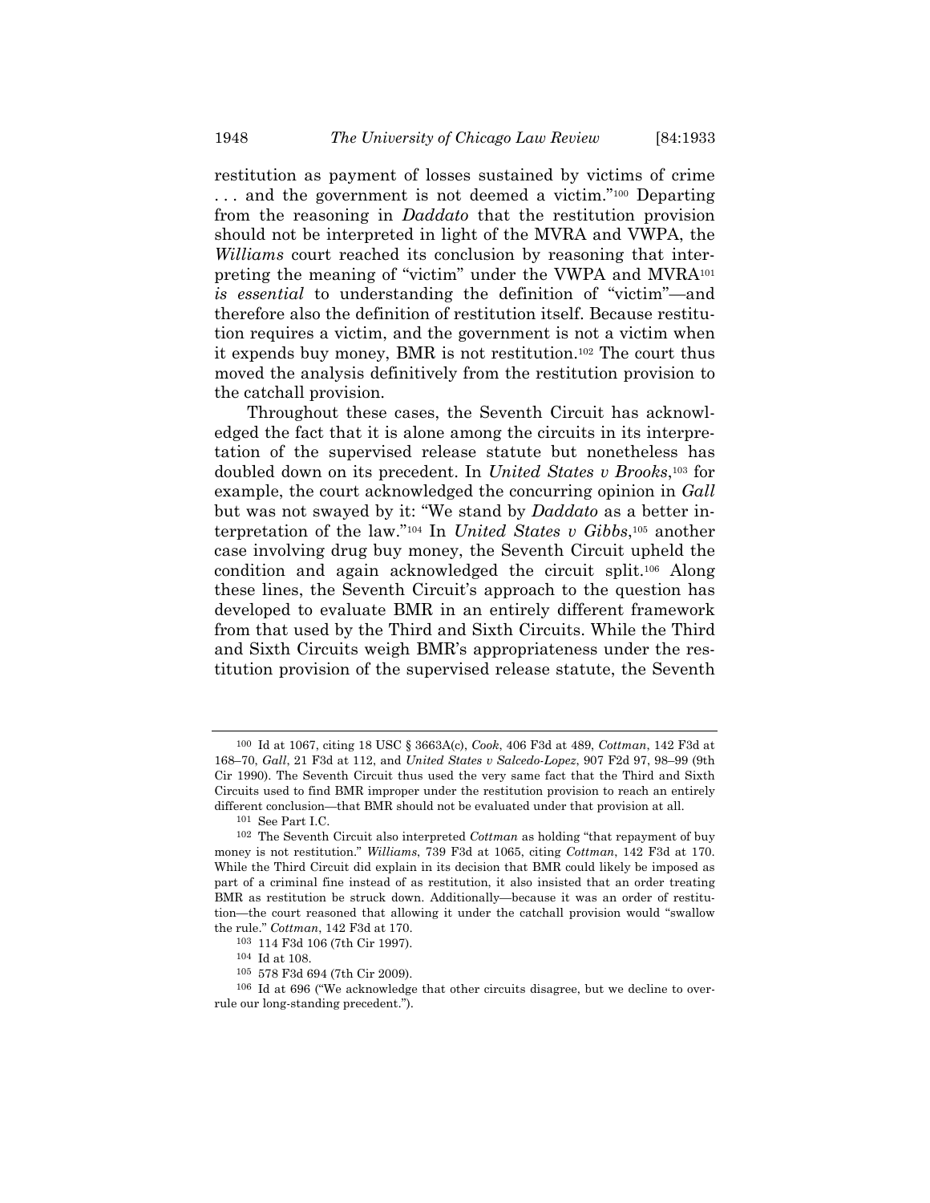restitution as payment of losses sustained by victims of crime . . . and the government is not deemed a victim."[100] Departing from the reasoning in *Daddato* that the restitution provision should not be interpreted in light of the MVRA and VWPA, the *Williams* court reached its conclusion by reasoning that interpreting the meaning of "victim" under the VWPA and MVRA[101] *is essential* to understanding the definition of "victim"—and therefore also the definition of restitution itself. Because restitution requires a victim, and the government is not a victim when it expends buy money, BMR is not restitution.[102] The court thus moved the analysis definitively from the restitution provision to the catchall provision.

Throughout these cases, the Seventh Circuit has acknowledged the fact that it is alone among the circuits in its interpretation of the supervised release statute but nonetheless has doubled down on its precedent. In *United States v Brooks*,[103] for example, the court acknowledged the concurring opinion in *Gall* but was not swayed by it: "We stand by *Daddato* as a better interpretation of the law."[104] In *United States v Gibbs*,[105] another case involving drug buy money, the Seventh Circuit upheld the condition and again acknowledged the circuit split.[106] Along these lines, the Seventh Circuit's approach to the question has developed to evaluate BMR in an entirely different framework from that used by the Third and Sixth Circuits. While the Third and Sixth Circuits weigh BMR's appropriateness under the restitution provision of the supervised release statute, the Seventh

---

[100] Id at 1067, citing 18 USC § 3663A(c), *Cook*, 406 F3d at 489, *Cottman*, 142 F3d at 168–70, *Gall*, 21 F3d at 112, and *United States v Salcedo-Lopez*, 907 F2d 97, 98–99 (9th Cir 1990). The Seventh Circuit thus used the very same fact that the Third and Sixth Circuits used to find BMR improper under the restitution provision to reach an entirely different conclusion—that BMR should not be evaluated under that provision at all.

[101] See Part I.C.

[102] The Seventh Circuit also interpreted *Cottman* as holding "that repayment of buy money is not restitution." *Williams*, 739 F3d at 1065, citing *Cottman*, 142 F3d at 170. While the Third Circuit did explain in its decision that BMR could likely be imposed as part of a criminal fine instead of as restitution, it also insisted that an order treating BMR as restitution be struck down. Additionally—because it was an order of restitution—the court reasoned that allowing it under the catchall provision would "swallow the rule." *Cottman*, 142 F3d at 170.

[103] 114 F3d 106 (7th Cir 1997).

[104] Id at 108.

[105] 578 F3d 694 (7th Cir 2009).

[106] Id at 696 ("We acknowledge that other circuits disagree, but we decline to overrule our long-standing precedent.").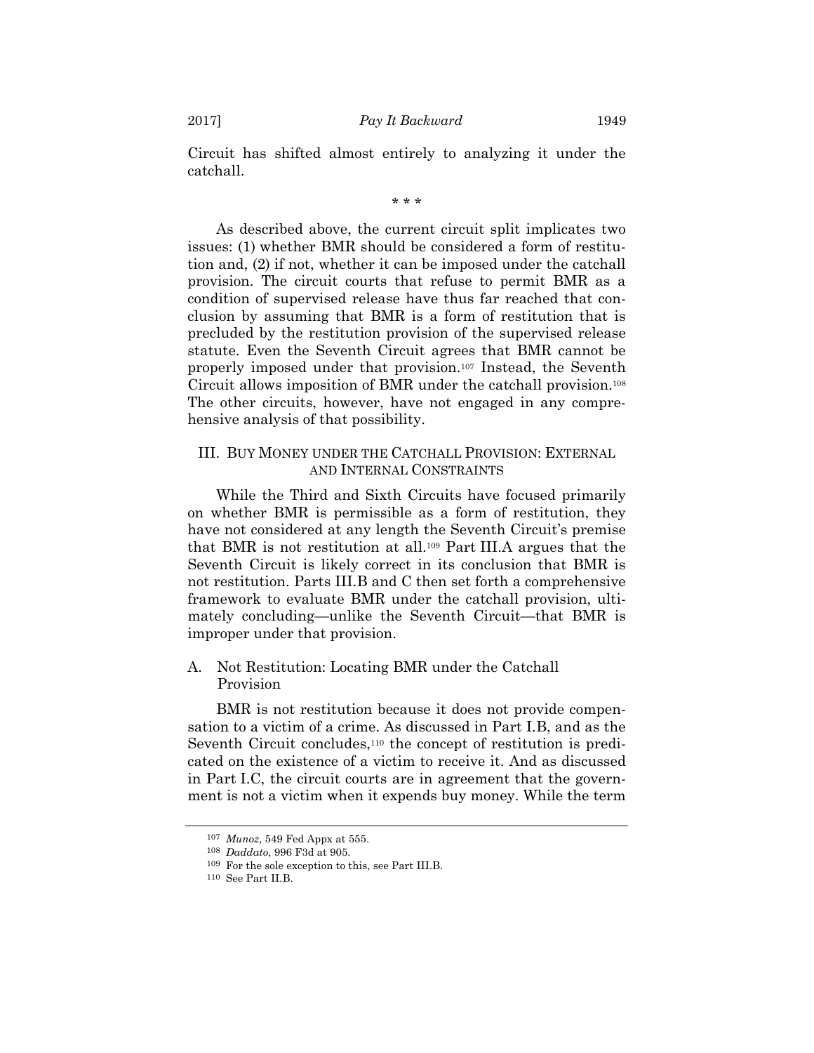Circuit has shifted almost entirely to analyzing it under the catchall.

\* \* \*

As described above, the current circuit split implicates two issues: (1) whether BMR should be considered a form of restitution and, (2) if not, whether it can be imposed under the catchall provision. The circuit courts that refuse to permit BMR as a condition of supervised release have thus far reached that conclusion by assuming that BMR is a form of restitution that is precluded by the restitution provision of the supervised release statute. Even the Seventh Circuit agrees that BMR cannot be properly imposed under that provision.[107] Instead, the Seventh Circuit allows imposition of BMR under the catchall provision.[108] The other circuits, however, have not engaged in any comprehensive analysis of that possibility.

## III. BUY MONEY UNDER THE CATCHALL PROVISION: EXTERNAL AND INTERNAL CONSTRAINTS

While the Third and Sixth Circuits have focused primarily on whether BMR is permissible as a form of restitution, they have not considered at any length the Seventh Circuit's premise that BMR is not restitution at all.[109] Part III.A argues that the Seventh Circuit is likely correct in its conclusion that BMR is not restitution. Parts III.B and C then set forth a comprehensive framework to evaluate BMR under the catchall provision, ultimately concluding—unlike the Seventh Circuit—that BMR is improper under that provision.

### A. Not Restitution: Locating BMR under the Catchall Provision

BMR is not restitution because it does not provide compensation to a victim of a crime. As discussed in Part I.B, and as the Seventh Circuit concludes,[110] the concept of restitution is predicated on the existence of a victim to receive it. And as discussed in Part I.C, the circuit courts are in agreement that the government is not a victim when it expends buy money. While the term

---

[107] *Munoz*, 549 Fed Appx at 555.

[108] *Daddato*, 996 F3d at 905.

[109] For the sole exception to this, see Part III.B.

[110] See Part II.B.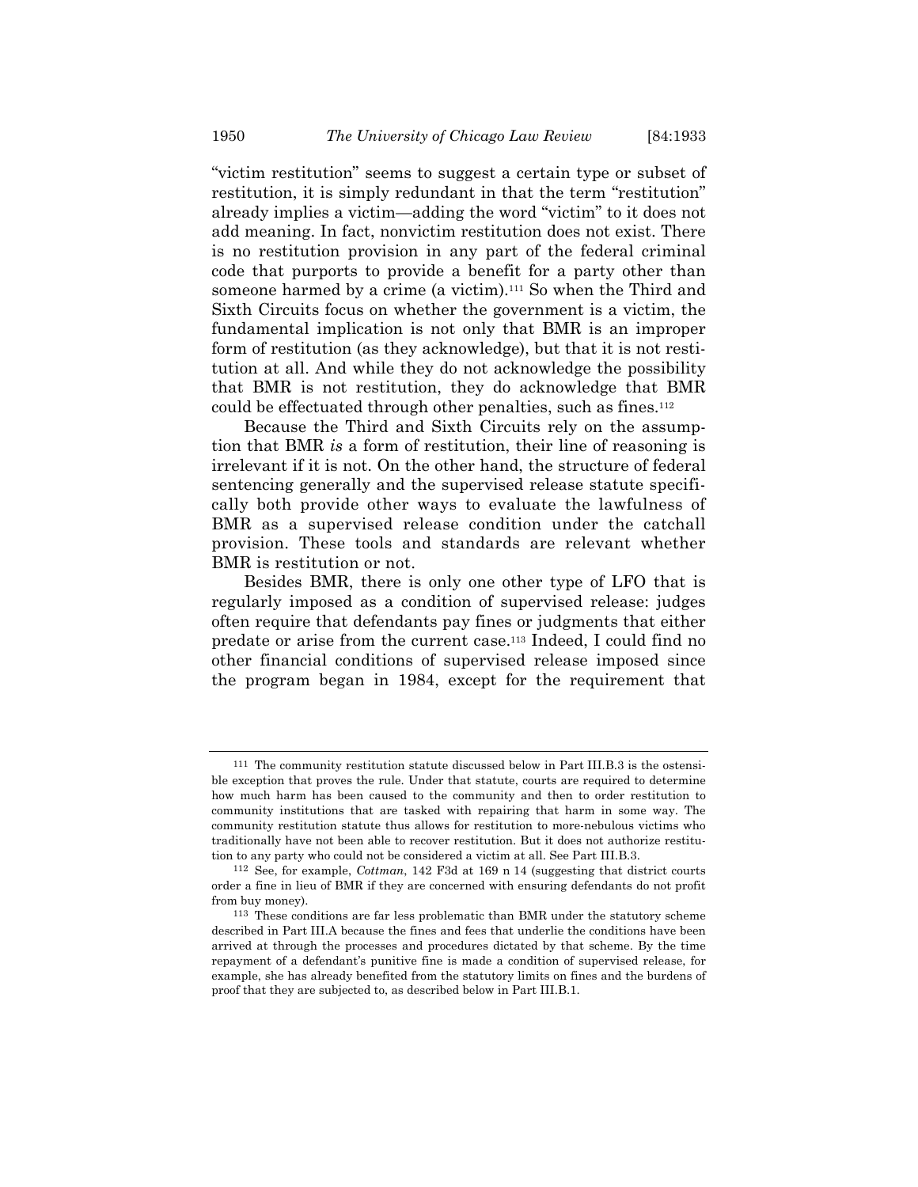"victim restitution" seems to suggest a certain type or subset of restitution, it is simply redundant in that the term "restitution" already implies a victim—adding the word "victim" to it does not add meaning. In fact, nonvictim restitution does not exist. There is no restitution provision in any part of the federal criminal code that purports to provide a benefit for a party other than someone harmed by a crime (a victim).[111] So when the Third and Sixth Circuits focus on whether the government is a victim, the fundamental implication is not only that BMR is an improper form of restitution (as they acknowledge), but that it is not restitution at all. And while they do not acknowledge the possibility that BMR is not restitution, they do acknowledge that BMR could be effectuated through other penalties, such as fines.[112]

Because the Third and Sixth Circuits rely on the assumption that BMR *is* a form of restitution, their line of reasoning is irrelevant if it is not. On the other hand, the structure of federal sentencing generally and the supervised release statute specifically both provide other ways to evaluate the lawfulness of BMR as a supervised release condition under the catchall provision. These tools and standards are relevant whether BMR is restitution or not.

Besides BMR, there is only one other type of LFO that is regularly imposed as a condition of supervised release: judges often require that defendants pay fines or judgments that either predate or arise from the current case.[113] Indeed, I could find no other financial conditions of supervised release imposed since the program began in 1984, except for the requirement that

---

[111] The community restitution statute discussed below in Part III.B.3 is the ostensible exception that proves the rule. Under that statute, courts are required to determine how much harm has been caused to the community and then to order restitution to community institutions that are tasked with repairing that harm in some way. The community restitution statute thus allows for restitution to more-nebulous victims who traditionally have not been able to recover restitution. But it does not authorize restitution to any party who could not be considered a victim at all. See Part III.B.3.

[112] See, for example, *Cottman*, 142 F3d at 169 n 14 (suggesting that district courts order a fine in lieu of BMR if they are concerned with ensuring defendants do not profit from buy money).

[113] These conditions are far less problematic than BMR under the statutory scheme described in Part III.A because the fines and fees that underlie the conditions have been arrived at through the processes and procedures dictated by that scheme. By the time repayment of a defendant's punitive fine is made a condition of supervised release, for example, she has already benefited from the statutory limits on fines and the burdens of proof that they are subjected to, as described below in Part III.B.1.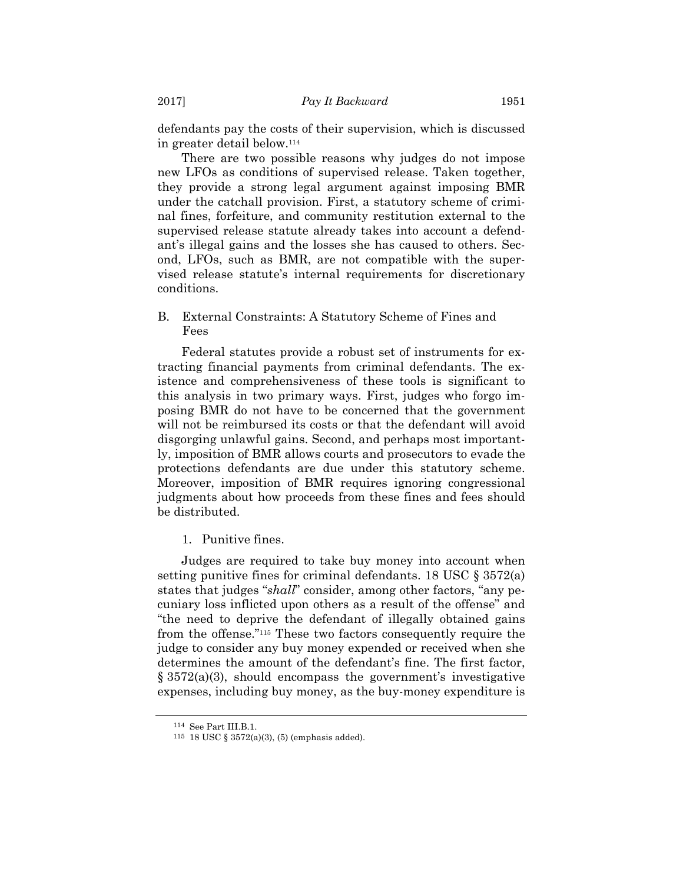defendants pay the costs of their supervision, which is discussed in greater detail below.[114]

There are two possible reasons why judges do not impose new LFOs as conditions of supervised release. Taken together, they provide a strong legal argument against imposing BMR under the catchall provision. First, a statutory scheme of criminal fines, forfeiture, and community restitution external to the supervised release statute already takes into account a defendant's illegal gains and the losses she has caused to others. Second, LFOs, such as BMR, are not compatible with the supervised release statute's internal requirements for discretionary conditions.

## B. External Constraints: A Statutory Scheme of Fines and Fees

Federal statutes provide a robust set of instruments for extracting financial payments from criminal defendants. The existence and comprehensiveness of these tools is significant to this analysis in two primary ways. First, judges who forgo imposing BMR do not have to be concerned that the government will not be reimbursed its costs or that the defendant will avoid disgorging unlawful gains. Second, and perhaps most importantly, imposition of BMR allows courts and prosecutors to evade the protections defendants are due under this statutory scheme. Moreover, imposition of BMR requires ignoring congressional judgments about how proceeds from these fines and fees should be distributed.

### 1. Punitive fines.

Judges are required to take buy money into account when setting punitive fines for criminal defendants. 18 USC § 3572(a) states that judges "*shall*" consider, among other factors, "any pecuniary loss inflicted upon others as a result of the offense" and "the need to deprive the defendant of illegally obtained gains from the offense."[115] These two factors consequently require the judge to consider any buy money expended or received when she determines the amount of the defendant's fine. The first factor, § 3572(a)(3), should encompass the government's investigative expenses, including buy money, as the buy-money expenditure is

[114] See Part III.B.1.

[115] 18 USC § 3572(a)(3), (5) (emphasis added).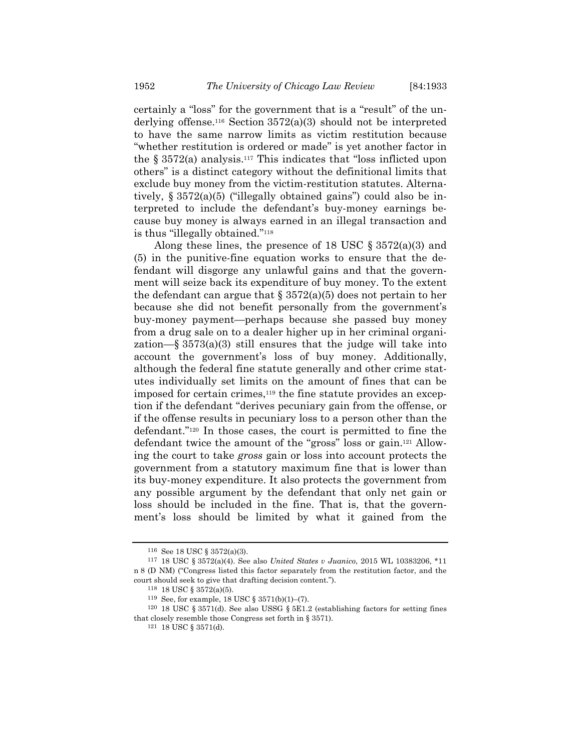certainly a "loss" for the government that is a "result" of the underlying offense.[116] Section 3572(a)(3) should not be interpreted to have the same narrow limits as victim restitution because "whether restitution is ordered or made" is yet another factor in the § 3572(a) analysis.[117] This indicates that "loss inflicted upon others" is a distinct category without the definitional limits that exclude buy money from the victim-restitution statutes. Alternatively, § 3572(a)(5) ("illegally obtained gains") could also be interpreted to include the defendant's buy-money earnings because buy money is always earned in an illegal transaction and is thus "illegally obtained."[118]

Along these lines, the presence of 18 USC § 3572(a)(3) and (5) in the punitive-fine equation works to ensure that the defendant will disgorge any unlawful gains and that the government will seize back its expenditure of buy money. To the extent the defendant can argue that § 3572(a)(5) does not pertain to her because she did not benefit personally from the government's buy-money payment—perhaps because she passed buy money from a drug sale on to a dealer higher up in her criminal organization—§ 3573(a)(3) still ensures that the judge will take into account the government's loss of buy money. Additionally, although the federal fine statute generally and other crime statutes individually set limits on the amount of fines that can be imposed for certain crimes,[119] the fine statute provides an exception if the defendant "derives pecuniary gain from the offense, or if the offense results in pecuniary loss to a person other than the defendant."[120] In those cases, the court is permitted to fine the defendant twice the amount of the "gross" loss or gain.[121] Allowing the court to take *gross* gain or loss into account protects the government from a statutory maximum fine that is lower than its buy-money expenditure. It also protects the government from any possible argument by the defendant that only net gain or loss should be included in the fine. That is, that the government's loss should be limited by what it gained from the

---

116 See 18 USC § 3572(a)(3).

117 18 USC § 3572(a)(4). See also *United States v Juanico*, 2015 WL 10383206, \*11 n 8 (D NM) ("Congress listed this factor separately from the restitution factor, and the court should seek to give that drafting decision content.").

118 18 USC § 3572(a)(5).

119 See, for example, 18 USC § 3571(b)(1)–(7).

120 18 USC § 3571(d). See also USSG § 5E1.2 (establishing factors for setting fines that closely resemble those Congress set forth in § 3571).

121 18 USC § 3571(d).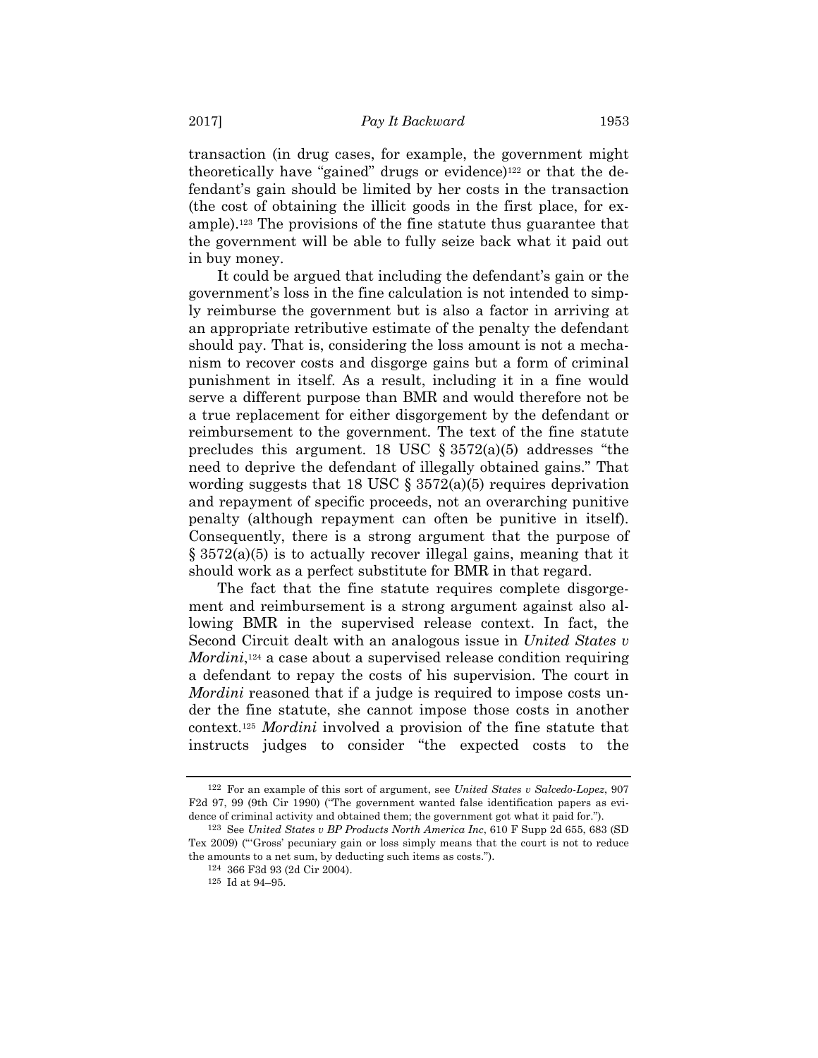transaction (in drug cases, for example, the government might theoretically have "gained" drugs or evidence)[122] or that the defendant's gain should be limited by her costs in the transaction (the cost of obtaining the illicit goods in the first place, for example).[123] The provisions of the fine statute thus guarantee that the government will be able to fully seize back what it paid out in buy money.

It could be argued that including the defendant's gain or the government's loss in the fine calculation is not intended to simply reimburse the government but is also a factor in arriving at an appropriate retributive estimate of the penalty the defendant should pay. That is, considering the loss amount is not a mechanism to recover costs and disgorge gains but a form of criminal punishment in itself. As a result, including it in a fine would serve a different purpose than BMR and would therefore not be a true replacement for either disgorgement by the defendant or reimbursement to the government. The text of the fine statute precludes this argument. 18 USC § 3572(a)(5) addresses "the need to deprive the defendant of illegally obtained gains." That wording suggests that 18 USC § 3572(a)(5) requires deprivation and repayment of specific proceeds, not an overarching punitive penalty (although repayment can often be punitive in itself). Consequently, there is a strong argument that the purpose of § 3572(a)(5) is to actually recover illegal gains, meaning that it should work as a perfect substitute for BMR in that regard.

The fact that the fine statute requires complete disgorgement and reimbursement is a strong argument against also allowing BMR in the supervised release context. In fact, the Second Circuit dealt with an analogous issue in *United States v Mordini*,[124] a case about a supervised release condition requiring a defendant to repay the costs of his supervision. The court in *Mordini* reasoned that if a judge is required to impose costs under the fine statute, she cannot impose those costs in another context.[125] *Mordini* involved a provision of the fine statute that instructs judges to consider "the expected costs to the

---

[122] For an example of this sort of argument, see *United States v Salcedo-Lopez*, 907 F2d 97, 99 (9th Cir 1990) ("The government wanted false identification papers as evidence of criminal activity and obtained them; the government got what it paid for.").

[123] See *United States v BP Products North America Inc*, 610 F Supp 2d 655, 683 (SD Tex 2009) ("'Gross' pecuniary gain or loss simply means that the court is not to reduce the amounts to a net sum, by deducting such items as costs.").

[124] 366 F3d 93 (2d Cir 2004).

[125] Id at 94–95.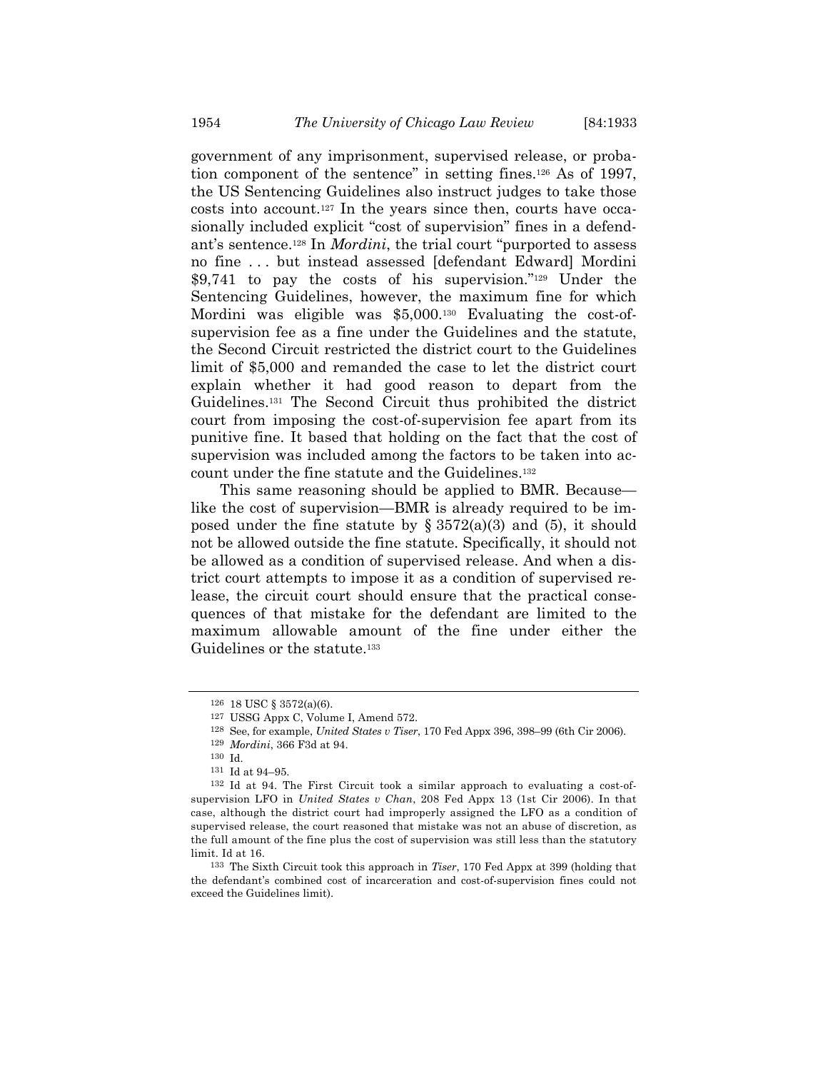government of any imprisonment, supervised release, or probation component of the sentence" in setting fines.[126] As of 1997, the US Sentencing Guidelines also instruct judges to take those costs into account.[127] In the years since then, courts have occasionally included explicit "cost of supervision" fines in a defendant's sentence.[128] In *Mordini*, the trial court "purported to assess no fine . . . but instead assessed [defendant Edward] Mordini $9,741 to pay the costs of his supervision."[129] Under the Sentencing Guidelines, however, the maximum fine for which Mordini was eligible was $5,000.[130] Evaluating the cost-of-supervision fee as a fine under the Guidelines and the statute, the Second Circuit restricted the district court to the Guidelines limit of $5,000 and remanded the case to let the district court explain whether it had good reason to depart from the Guidelines.[131] The Second Circuit thus prohibited the district court from imposing the cost-of-supervision fee apart from its punitive fine. It based that holding on the fact that the cost of supervision was included among the factors to be taken into account under the fine statute and the Guidelines.[132]

This same reasoning should be applied to BMR. Because—like the cost of supervision—BMR is already required to be imposed under the fine statute by § 3572(a)(3) and (5), it should not be allowed outside the fine statute. Specifically, it should not be allowed as a condition of supervised release. And when a district court attempts to impose it as a condition of supervised release, the circuit court should ensure that the practical consequences of that mistake for the defendant are limited to the maximum allowable amount of the fine under either the Guidelines or the statute.[133]

---

126 18 USC § 3572(a)(6).

127 USSG Appx C, Volume I, Amend 572.

128 See, for example, *United States v Tiser*, 170 Fed Appx 396, 398–99 (6th Cir 2006).

129 *Mordini*, 366 F3d at 94.

130 Id.

131 Id at 94–95.

132 Id at 94. The First Circuit took a similar approach to evaluating a cost-of-supervision LFO in *United States v Chan*, 208 Fed Appx 13 (1st Cir 2006). In that case, although the district court had improperly assigned the LFO as a condition of supervised release, the court reasoned that mistake was not an abuse of discretion, as the full amount of the fine plus the cost of supervision was still less than the statutory limit. Id at 16.

133 The Sixth Circuit took this approach in *Tiser*, 170 Fed Appx at 399 (holding that the defendant's combined cost of incarceration and cost-of-supervision fines could not exceed the Guidelines limit).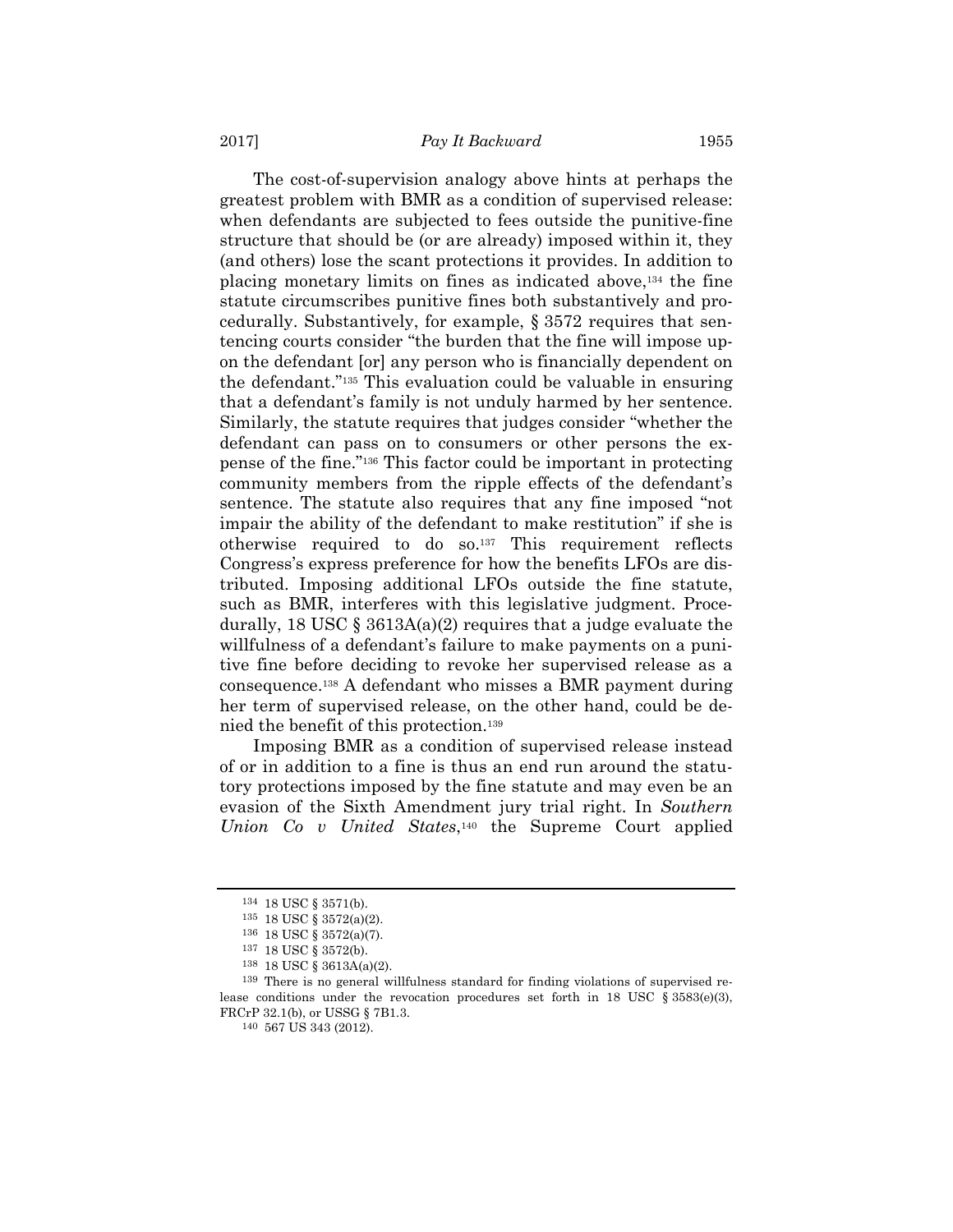The cost-of-supervision analogy above hints at perhaps the greatest problem with BMR as a condition of supervised release: when defendants are subjected to fees outside the punitive-fine structure that should be (or are already) imposed within it, they (and others) lose the scant protections it provides. In addition to placing monetary limits on fines as indicated above,[134] the fine statute circumscribes punitive fines both substantively and procedurally. Substantively, for example, § 3572 requires that sentencing courts consider "the burden that the fine will impose upon the defendant [or] any person who is financially dependent on the defendant."[135] This evaluation could be valuable in ensuring that a defendant's family is not unduly harmed by her sentence. Similarly, the statute requires that judges consider "whether the defendant can pass on to consumers or other persons the expense of the fine."[136] This factor could be important in protecting community members from the ripple effects of the defendant's sentence. The statute also requires that any fine imposed "not impair the ability of the defendant to make restitution" if she is otherwise required to do so.[137] This requirement reflects Congress's express preference for how the benefits LFOs are distributed. Imposing additional LFOs outside the fine statute, such as BMR, interferes with this legislative judgment. Procedurally, 18 USC § 3613A(a)(2) requires that a judge evaluate the willfulness of a defendant's failure to make payments on a punitive fine before deciding to revoke her supervised release as a consequence.[138] A defendant who misses a BMR payment during her term of supervised release, on the other hand, could be denied the benefit of this protection.[139]

Imposing BMR as a condition of supervised release instead of or in addition to a fine is thus an end run around the statutory protections imposed by the fine statute and may even be an evasion of the Sixth Amendment jury trial right. In *Southern Union Co v United States*,[140] the Supreme Court applied

---

[134] 18 USC § 3571(b).

[135] 18 USC § 3572(a)(2).

[136] 18 USC § 3572(a)(7).

[137] 18 USC § 3572(b).

[138] 18 USC § 3613A(a)(2).

[139] There is no general willfulness standard for finding violations of supervised release conditions under the revocation procedures set forth in 18 USC § 3583(e)(3), FRCrP 32.1(b), or USSG § 7B1.3.

[140] 567 US 343 (2012).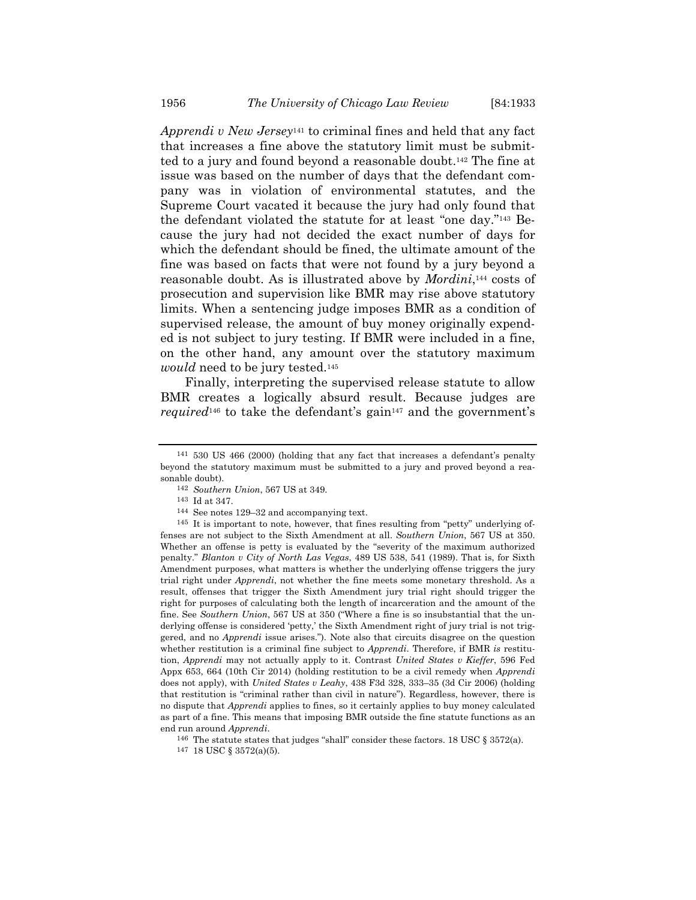*Apprendi v New Jersey*[141] to criminal fines and held that any fact that increases a fine above the statutory limit must be submitted to a jury and found beyond a reasonable doubt.[142] The fine at issue was based on the number of days that the defendant company was in violation of environmental statutes, and the Supreme Court vacated it because the jury had only found that the defendant violated the statute for at least "one day."[143] Because the jury had not decided the exact number of days for which the defendant should be fined, the ultimate amount of the fine was based on facts that were not found by a jury beyond a reasonable doubt. As is illustrated above by *Mordini*,[144] costs of prosecution and supervision like BMR may rise above statutory limits. When a sentencing judge imposes BMR as a condition of supervised release, the amount of buy money originally expended is not subject to jury testing. If BMR were included in a fine, on the other hand, any amount over the statutory maximum *would* need to be jury tested.[145]

Finally, interpreting the supervised release statute to allow BMR creates a logically absurd result. Because judges are *required*[146] to take the defendant's gain[147] and the government's

---

[141] 530 US 466 (2000) (holding that any fact that increases a defendant's penalty beyond the statutory maximum must be submitted to a jury and proved beyond a reasonable doubt).

[142] *Southern Union*, 567 US at 349.

[143] Id at 347.

[144] See notes 129–32 and accompanying text.

[145] It is important to note, however, that fines resulting from "petty" underlying offenses are not subject to the Sixth Amendment at all. *Southern Union*, 567 US at 350. Whether an offense is petty is evaluated by the "severity of the maximum authorized penalty." *Blanton v City of North Las Vegas*, 489 US 538, 541 (1989). That is, for Sixth Amendment purposes, what matters is whether the underlying offense triggers the jury trial right under *Apprendi*, not whether the fine meets some monetary threshold. As a result, offenses that trigger the Sixth Amendment jury trial right should trigger the right for purposes of calculating both the length of incarceration and the amount of the fine. See *Southern Union*, 567 US at 350 ("Where a fine is so insubstantial that the underlying offense is considered 'petty,' the Sixth Amendment right of jury trial is not triggered, and no *Apprendi* issue arises."). Note also that circuits disagree on the question whether restitution is a criminal fine subject to *Apprendi*. Therefore, if BMR *is* restitution, *Apprendi* may not actually apply to it. Contrast *United States v Kieffer*, 596 Fed Appx 653, 664 (10th Cir 2014) (holding restitution to be a civil remedy when *Apprendi* does not apply), with *United States v Leahy*, 438 F3d 328, 333–35 (3d Cir 2006) (holding that restitution is "criminal rather than civil in nature"). Regardless, however, there is no dispute that *Apprendi* applies to fines, so it certainly applies to buy money calculated as part of a fine. This means that imposing BMR outside the fine statute functions as an end run around *Apprendi*.

[146] The statute states that judges "shall" consider these factors. 18 USC § 3572(a).

[147] 18 USC § 3572(a)(5).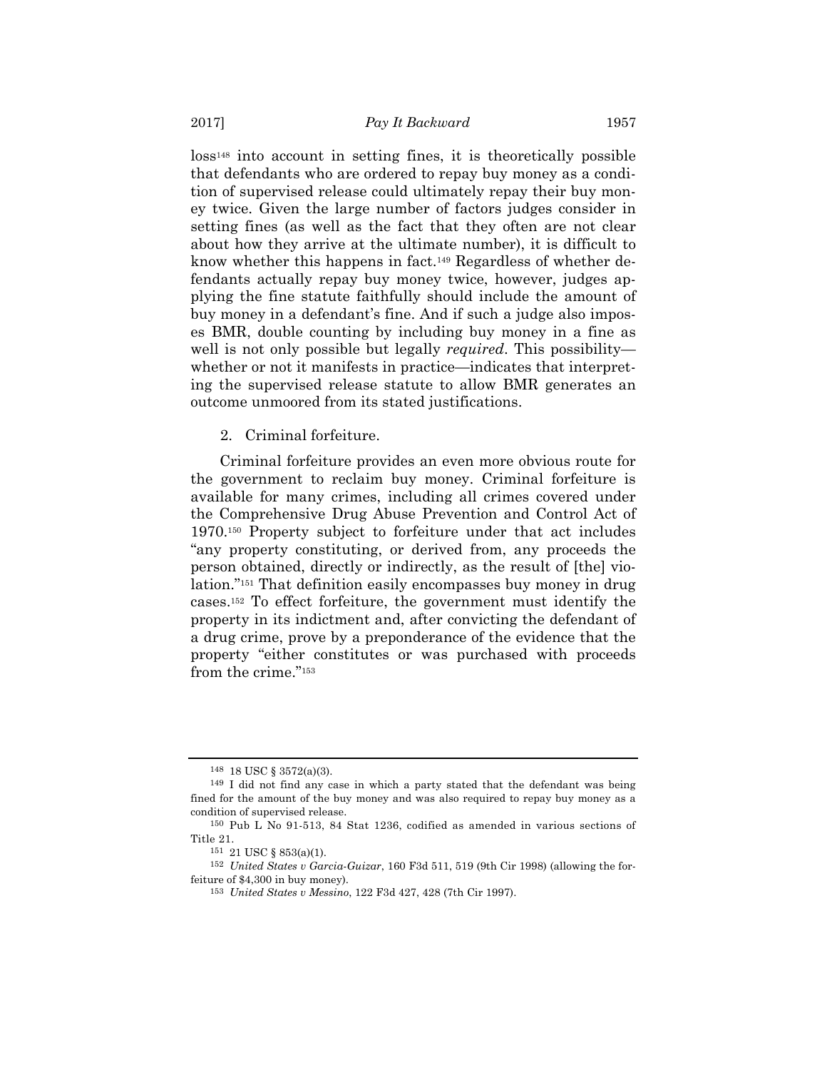loss[148] into account in setting fines, it is theoretically possible that defendants who are ordered to repay buy money as a condition of supervised release could ultimately repay their buy money twice. Given the large number of factors judges consider in setting fines (as well as the fact that they often are not clear about how they arrive at the ultimate number), it is difficult to know whether this happens in fact.[149] Regardless of whether defendants actually repay buy money twice, however, judges applying the fine statute faithfully should include the amount of buy money in a defendant's fine. And if such a judge also imposes BMR, double counting by including buy money in a fine as well is not only possible but legally *required*. This possibility—whether or not it manifests in practice—indicates that interpreting the supervised release statute to allow BMR generates an outcome unmoored from its stated justifications.

2. Criminal forfeiture.

Criminal forfeiture provides an even more obvious route for the government to reclaim buy money. Criminal forfeiture is available for many crimes, including all crimes covered under the Comprehensive Drug Abuse Prevention and Control Act of 1970.[150] Property subject to forfeiture under that act includes "any property constituting, or derived from, any proceeds the person obtained, directly or indirectly, as the result of [the] violation."[151] That definition easily encompasses buy money in drug cases.[152] To effect forfeiture, the government must identify the property in its indictment and, after convicting the defendant of a drug crime, prove by a preponderance of the evidence that the property "either constitutes or was purchased with proceeds from the crime."[153]

---

[148] 18 USC § 3572(a)(3).

[149] I did not find any case in which a party stated that the defendant was being fined for the amount of the buy money and was also required to repay buy money as a condition of supervised release.

[150] Pub L No 91-513, 84 Stat 1236, codified as amended in various sections of Title 21.

[151] 21 USC § 853(a)(1).

[152] *United States v Garcia-Guizar*, 160 F3d 511, 519 (9th Cir 1998) (allowing the forfeiture of $4,300 in buy money).

[153] *United States v Messino*, 122 F3d 427, 428 (7th Cir 1997).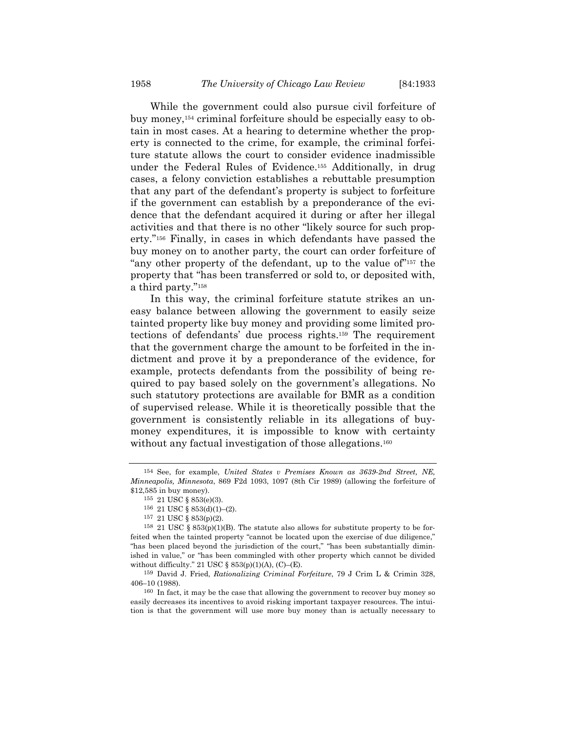While the government could also pursue civil forfeiture of buy money,[154] criminal forfeiture should be especially easy to obtain in most cases. At a hearing to determine whether the property is connected to the crime, for example, the criminal forfeiture statute allows the court to consider evidence inadmissible under the Federal Rules of Evidence.[155] Additionally, in drug cases, a felony conviction establishes a rebuttable presumption that any part of the defendant's property is subject to forfeiture if the government can establish by a preponderance of the evidence that the defendant acquired it during or after her illegal activities and that there is no other "likely source for such property."[156] Finally, in cases in which defendants have passed the buy money on to another party, the court can order forfeiture of "any other property of the defendant, up to the value of"[157] the property that "has been transferred or sold to, or deposited with, a third party."[158]

In this way, the criminal forfeiture statute strikes an uneasy balance between allowing the government to easily seize tainted property like buy money and providing some limited protections of defendants' due process rights.[159] The requirement that the government charge the amount to be forfeited in the indictment and prove it by a preponderance of the evidence, for example, protects defendants from the possibility of being required to pay based solely on the government's allegations. No such statutory protections are available for BMR as a condition of supervised release. While it is theoretically possible that the government is consistently reliable in its allegations of buy-money expenditures, it is impossible to know with certainty without any factual investigation of those allegations.[160]

---

[154] See, for example, *United States v Premises Known as 3639-2nd Street, NE, Minneapolis, Minnesota*, 869 F2d 1093, 1097 (8th Cir 1989) (allowing the forfeiture of $12,585 in buy money).

[155] 21 USC § 853(e)(3).

[156] 21 USC § 853(d)(1)–(2).

[157] 21 USC § 853(p)(2).

[158] 21 USC § 853(p)(1)(B). The statute also allows for substitute property to be forfeited when the tainted property "cannot be located upon the exercise of due diligence," "has been placed beyond the jurisdiction of the court," "has been substantially diminished in value," or "has been commingled with other property which cannot be divided without difficulty." 21 USC § 853(p)(1)(A), (C)–(E).

[159] David J. Fried, *Rationalizing Criminal Forfeiture*, 79 J Crim L & Crimin 328, 406–10 (1988).

[160] In fact, it may be the case that allowing the government to recover buy money so easily decreases its incentives to avoid risking important taxpayer resources. The intuition is that the government will use more buy money than is actually necessary to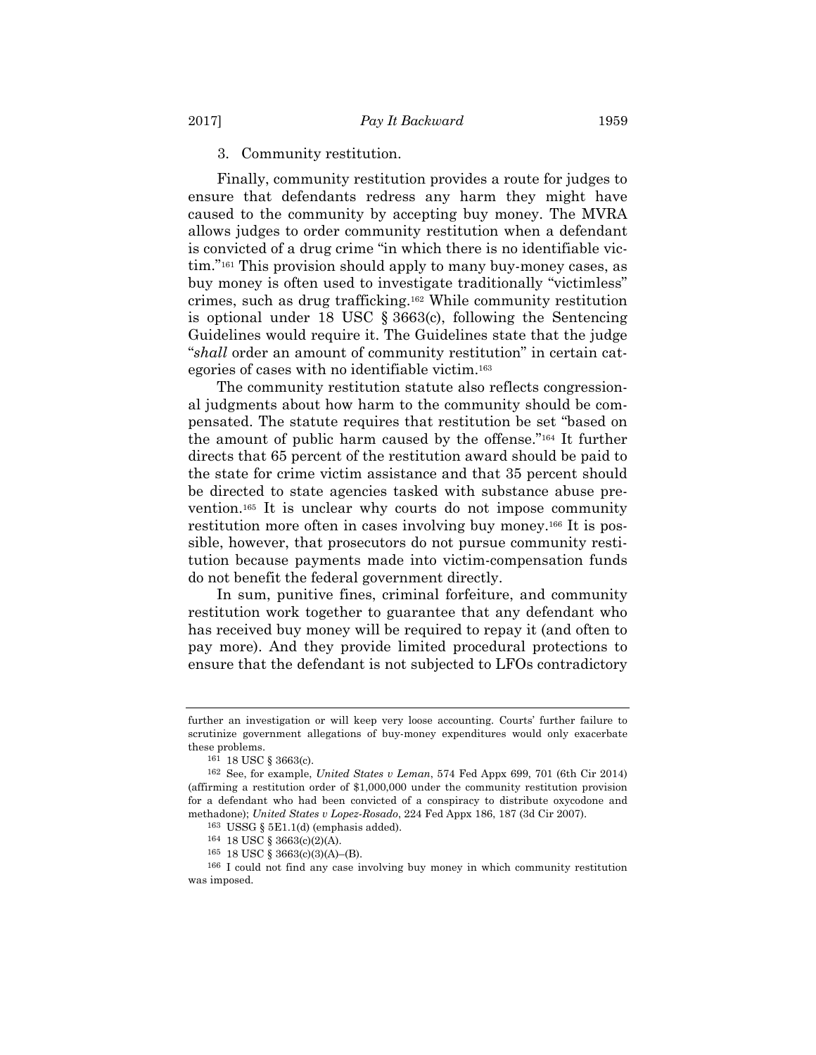### 3. Community restitution.

Finally, community restitution provides a route for judges to ensure that defendants redress any harm they might have caused to the community by accepting buy money. The MVRA allows judges to order community restitution when a defendant is convicted of a drug crime "in which there is no identifiable victim."[161] This provision should apply to many buy-money cases, as buy money is often used to investigate traditionally "victimless" crimes, such as drug trafficking.[162] While community restitution is optional under 18 USC § 3663(c), following the Sentencing Guidelines would require it. The Guidelines state that the judge "*shall* order an amount of community restitution" in certain categories of cases with no identifiable victim.[163]

The community restitution statute also reflects congressional judgments about how harm to the community should be compensated. The statute requires that restitution be set "based on the amount of public harm caused by the offense."[164] It further directs that 65 percent of the restitution award should be paid to the state for crime victim assistance and that 35 percent should be directed to state agencies tasked with substance abuse prevention.[165] It is unclear why courts do not impose community restitution more often in cases involving buy money.[166] It is possible, however, that prosecutors do not pursue community restitution because payments made into victim-compensation funds do not benefit the federal government directly.

In sum, punitive fines, criminal forfeiture, and community restitution work together to guarantee that any defendant who has received buy money will be required to repay it (and often to pay more). And they provide limited procedural protections to ensure that the defendant is not subjected to LFOs contradictory

---

further an investigation or will keep very loose accounting. Courts' further failure to scrutinize government allegations of buy-money expenditures would only exacerbate these problems.

[161] 18 USC § 3663(c).

[162] See, for example, *United States v Leman*, 574 Fed Appx 699, 701 (6th Cir 2014) (affirming a restitution order of $1,000,000 under the community restitution provision for a defendant who had been convicted of a conspiracy to distribute oxycodone and methadone); *United States v Lopez-Rosado*, 224 Fed Appx 186, 187 (3d Cir 2007).

[163] USSG § 5E1.1(d) (emphasis added).

[164] 18 USC § 3663(c)(2)(A).

[165] 18 USC § 3663(c)(3)(A)–(B).

[166] I could not find any case involving buy money in which community restitution was imposed.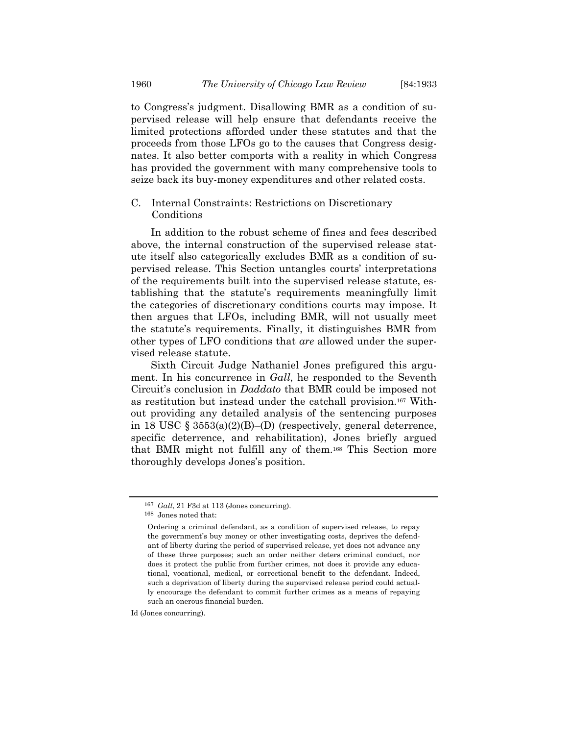to Congress's judgment. Disallowing BMR as a condition of supervised release will help ensure that defendants receive the limited protections afforded under these statutes and that the proceeds from those LFOs go to the causes that Congress designates. It also better comports with a reality in which Congress has provided the government with many comprehensive tools to seize back its buy-money expenditures and other related costs.

### C. Internal Constraints: Restrictions on Discretionary Conditions

In addition to the robust scheme of fines and fees described above, the internal construction of the supervised release statute itself also categorically excludes BMR as a condition of supervised release. This Section untangles courts' interpretations of the requirements built into the supervised release statute, establishing that the statute's requirements meaningfully limit the categories of discretionary conditions courts may impose. It then argues that LFOs, including BMR, will not usually meet the statute's requirements. Finally, it distinguishes BMR from other types of LFO conditions that *are* allowed under the supervised release statute.

Sixth Circuit Judge Nathaniel Jones prefigured this argument. In his concurrence in *Gall*, he responded to the Seventh Circuit's conclusion in *Daddato* that BMR could be imposed not as restitution but instead under the catchall provision.[167] Without providing any detailed analysis of the sentencing purposes in 18 USC § 3553(a)(2)(B)–(D) (respectively, general deterrence, specific deterrence, and rehabilitation), Jones briefly argued that BMR might not fulfill any of them.[168] This Section more thoroughly develops Jones's position.

---

[167] *Gall*, 21 F3d at 113 (Jones concurring).

[168] Jones noted that:

> Ordering a criminal defendant, as a condition of supervised release, to repay the government's buy money or other investigating costs, deprives the defendant of liberty during the period of supervised release, yet does not advance any of these three purposes; such an order neither deters criminal conduct, nor does it protect the public from further crimes, not does it provide any educational, vocational, medical, or correctional benefit to the defendant. Indeed, such a deprivation of liberty during the supervised release period could actually encourage the defendant to commit further crimes as a means of repaying such an onerous financial burden.

Id (Jones concurring).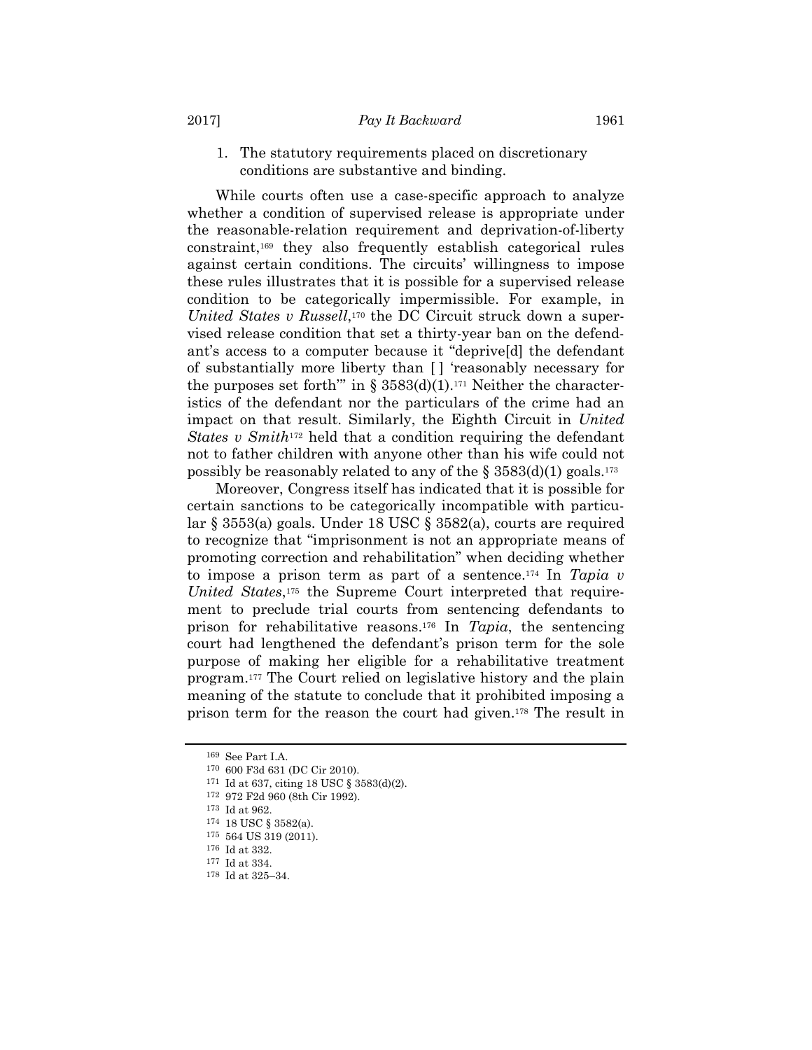1. The statutory requirements placed on discretionary conditions are substantive and binding.

While courts often use a case-specific approach to analyze whether a condition of supervised release is appropriate under the reasonable-relation requirement and deprivation-of-liberty constraint,[169] they also frequently establish categorical rules against certain conditions. The circuits' willingness to impose these rules illustrates that it is possible for a supervised release condition to be categorically impermissible. For example, in *United States v Russell*,[170] the DC Circuit struck down a supervised release condition that set a thirty-year ban on the defendant's access to a computer because it "deprive[d] the defendant of substantially more liberty than [ ] 'reasonably necessary for the purposes set forth'" in § 3583(d)(1).[171] Neither the characteristics of the defendant nor the particulars of the crime had an impact on that result. Similarly, the Eighth Circuit in *United States v Smith*[172] held that a condition requiring the defendant not to father children with anyone other than his wife could not possibly be reasonably related to any of the § 3583(d)(1) goals.[173]

Moreover, Congress itself has indicated that it is possible for certain sanctions to be categorically incompatible with particular § 3553(a) goals. Under 18 USC § 3582(a), courts are required to recognize that "imprisonment is not an appropriate means of promoting correction and rehabilitation" when deciding whether to impose a prison term as part of a sentence.[174] In *Tapia v United States*,[175] the Supreme Court interpreted that requirement to preclude trial courts from sentencing defendants to prison for rehabilitative reasons.[176] In *Tapia*, the sentencing court had lengthened the defendant's prison term for the sole purpose of making her eligible for a rehabilitative treatment program.[177] The Court relied on legislative history and the plain meaning of the statute to conclude that it prohibited imposing a prison term for the reason the court had given.[178] The result in

---

169 See Part I.A.

170 600 F3d 631 (DC Cir 2010).

171 Id at 637, citing 18 USC § 3583(d)(2).

172 972 F2d 960 (8th Cir 1992).

173 Id at 962.

174 18 USC § 3582(a).

175 564 US 319 (2011).

176 Id at 332.

177 Id at 334.

178 Id at 325–34.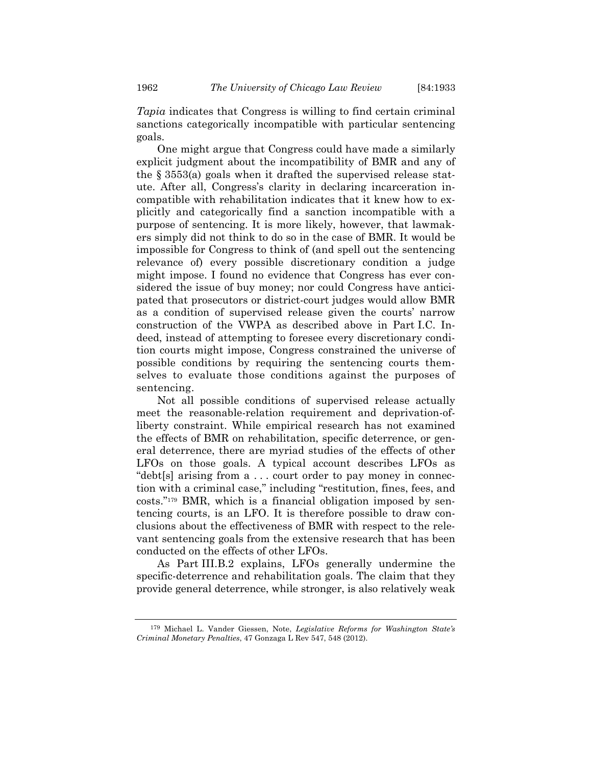*Tapia* indicates that Congress is willing to find certain criminal sanctions categorically incompatible with particular sentencing goals.

One might argue that Congress could have made a similarly explicit judgment about the incompatibility of BMR and any of the § 3553(a) goals when it drafted the supervised release statute. After all, Congress's clarity in declaring incarceration incompatible with rehabilitation indicates that it knew how to explicitly and categorically find a sanction incompatible with a purpose of sentencing. It is more likely, however, that lawmakers simply did not think to do so in the case of BMR. It would be impossible for Congress to think of (and spell out the sentencing relevance of) every possible discretionary condition a judge might impose. I found no evidence that Congress has ever considered the issue of buy money; nor could Congress have anticipated that prosecutors or district-court judges would allow BMR as a condition of supervised release given the courts' narrow construction of the VWPA as described above in Part I.C. Indeed, instead of attempting to foresee every discretionary condition courts might impose, Congress constrained the universe of possible conditions by requiring the sentencing courts themselves to evaluate those conditions against the purposes of sentencing.

Not all possible conditions of supervised release actually meet the reasonable-relation requirement and deprivation-of-liberty constraint. While empirical research has not examined the effects of BMR on rehabilitation, specific deterrence, or general deterrence, there are myriad studies of the effects of other LFOs on those goals. A typical account describes LFOs as "debt[s] arising from a . . . court order to pay money in connection with a criminal case," including "restitution, fines, fees, and costs."[179] BMR, which is a financial obligation imposed by sentencing courts, is an LFO. It is therefore possible to draw conclusions about the effectiveness of BMR with respect to the relevant sentencing goals from the extensive research that has been conducted on the effects of other LFOs.

As Part III.B.2 explains, LFOs generally undermine the specific-deterrence and rehabilitation goals. The claim that they provide general deterrence, while stronger, is also relatively weak

---

[179] Michael L. Vander Giessen, Note, *Legislative Reforms for Washington State's Criminal Monetary Penalties*, 47 Gonzaga L Rev 547, 548 (2012).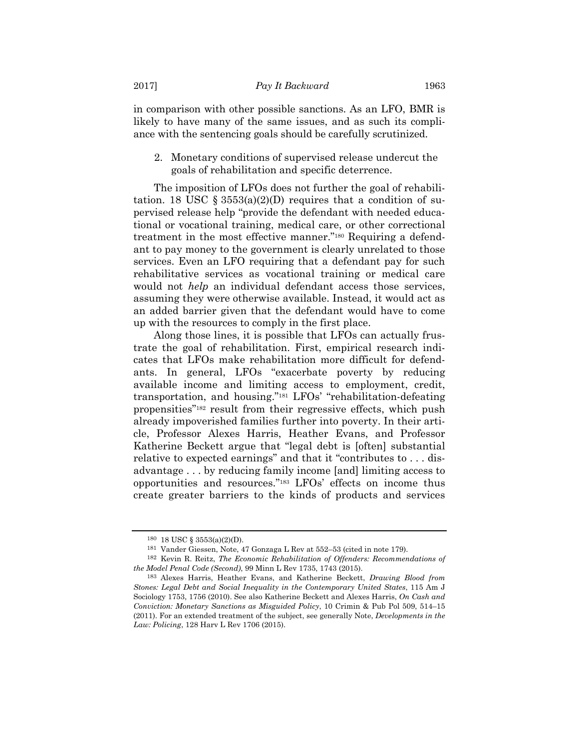in comparison with other possible sanctions. As an LFO, BMR is likely to have many of the same issues, and as such its compliance with the sentencing goals should be carefully scrutinized.

### 2. Monetary conditions of supervised release undercut the goals of rehabilitation and specific deterrence.

The imposition of LFOs does not further the goal of rehabilitation. 18 USC § 3553(a)(2)(D) requires that a condition of supervised release help "provide the defendant with needed educational or vocational training, medical care, or other correctional treatment in the most effective manner."[180] Requiring a defendant to pay money to the government is clearly unrelated to those services. Even an LFO requiring that a defendant pay for such rehabilitative services as vocational training or medical care would not *help* an individual defendant access those services, assuming they were otherwise available. Instead, it would act as an added barrier given that the defendant would have to come up with the resources to comply in the first place.

Along those lines, it is possible that LFOs can actually frustrate the goal of rehabilitation. First, empirical research indicates that LFOs make rehabilitation more difficult for defendants. In general, LFOs "exacerbate poverty by reducing available income and limiting access to employment, credit, transportation, and housing."[181] LFOs' "rehabilitation-defeating propensities"[182] result from their regressive effects, which push already impoverished families further into poverty. In their article, Professor Alexes Harris, Heather Evans, and Professor Katherine Beckett argue that "legal debt is [often] substantial relative to expected earnings" and that it "contributes to . . . disadvantage . . . by reducing family income [and] limiting access to opportunities and resources."[183] LFOs' effects on income thus create greater barriers to the kinds of products and services

---

[180] 18 USC § 3553(a)(2)(D).

[181] Vander Giessen, Note, 47 Gonzaga L Rev at 552–53 (cited in note 179).

[182] Kevin R. Reitz, *The Economic Rehabilitation of Offenders: Recommendations of the Model Penal Code (Second)*, 99 Minn L Rev 1735, 1743 (2015).

[183] Alexes Harris, Heather Evans, and Katherine Beckett, *Drawing Blood from Stones: Legal Debt and Social Inequality in the Contemporary United States*, 115 Am J Sociology 1753, 1756 (2010). See also Katherine Beckett and Alexes Harris, *On Cash and Conviction: Monetary Sanctions as Misguided Policy*, 10 Crimin & Pub Pol 509, 514–15 (2011). For an extended treatment of the subject, see generally Note, *Developments in the Law: Policing*, 128 Harv L Rev 1706 (2015).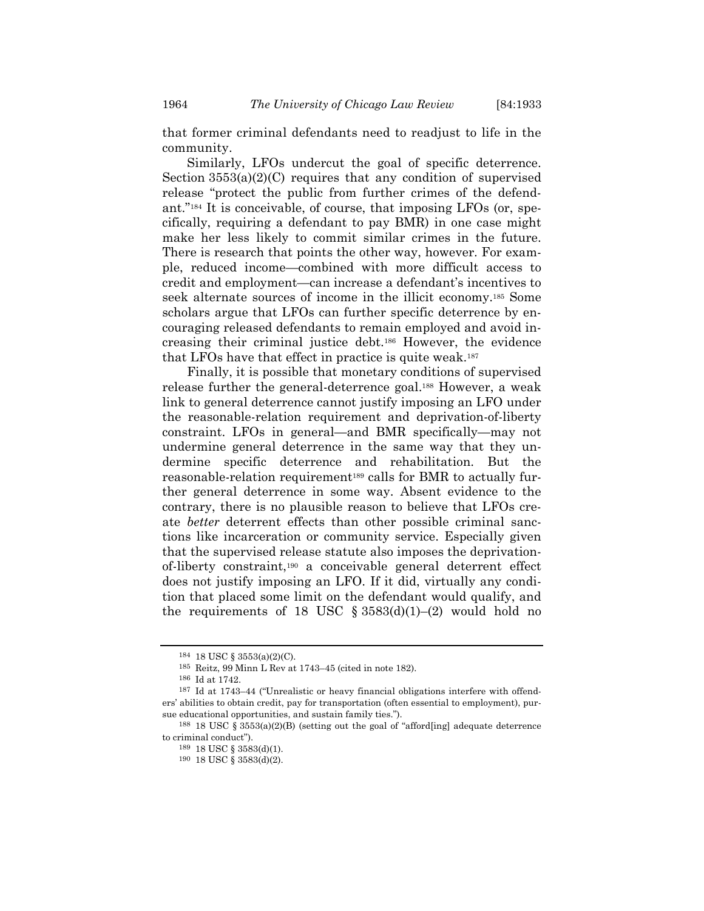that former criminal defendants need to readjust to life in the community.

Similarly, LFOs undercut the goal of specific deterrence. Section 3553(a)(2)(C) requires that any condition of supervised release "protect the public from further crimes of the defendant."[184] It is conceivable, of course, that imposing LFOs (or, specifically, requiring a defendant to pay BMR) in one case might make her less likely to commit similar crimes in the future. There is research that points the other way, however. For example, reduced income—combined with more difficult access to credit and employment—can increase a defendant's incentives to seek alternate sources of income in the illicit economy.[185] Some scholars argue that LFOs can further specific deterrence by encouraging released defendants to remain employed and avoid increasing their criminal justice debt.[186] However, the evidence that LFOs have that effect in practice is quite weak.[187]

Finally, it is possible that monetary conditions of supervised release further the general-deterrence goal.[188] However, a weak link to general deterrence cannot justify imposing an LFO under the reasonable-relation requirement and deprivation-of-liberty constraint. LFOs in general—and BMR specifically—may not undermine general deterrence in the same way that they undermine specific deterrence and rehabilitation. But the reasonable-relation requirement[189] calls for BMR to actually further general deterrence in some way. Absent evidence to the contrary, there is no plausible reason to believe that LFOs create *better* deterrent effects than other possible criminal sanctions like incarceration or community service. Especially given that the supervised release statute also imposes the deprivation-of-liberty constraint,[190] a conceivable general deterrent effect does not justify imposing an LFO. If it did, virtually any condition that placed some limit on the defendant would qualify, and the requirements of 18 USC § 3583(d)(1)–(2) would hold no

---

[184] 18 USC § 3553(a)(2)(C).

[185] Reitz, 99 Minn L Rev at 1743–45 (cited in note 182).

[186] Id at 1742.

[187] Id at 1743–44 ("Unrealistic or heavy financial obligations interfere with offenders' abilities to obtain credit, pay for transportation (often essential to employment), pursue educational opportunities, and sustain family ties.").

[188] 18 USC § 3553(a)(2)(B) (setting out the goal of "afford[ing] adequate deterrence to criminal conduct").

[189] 18 USC § 3583(d)(1).

[190] 18 USC § 3583(d)(2).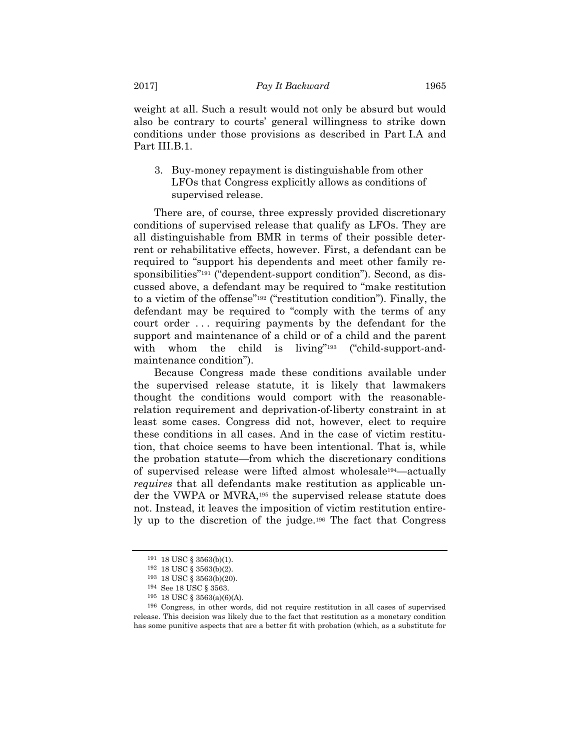weight at all. Such a result would not only be absurd but would also be contrary to courts' general willingness to strike down conditions under those provisions as described in Part I.A and Part III.B.1.

### 3. Buy-money repayment is distinguishable from other LFOs that Congress explicitly allows as conditions of supervised release.

There are, of course, three expressly provided discretionary conditions of supervised release that qualify as LFOs. They are all distinguishable from BMR in terms of their possible deterrent or rehabilitative effects, however. First, a defendant can be required to "support his dependents and meet other family responsibilities"[191] ("dependent-support condition"). Second, as discussed above, a defendant may be required to "make restitution to a victim of the offense"[192] ("restitution condition"). Finally, the defendant may be required to "comply with the terms of any court order . . . requiring payments by the defendant for the support and maintenance of a child or of a child and the parent with whom the child is living"[193] ("child-support-and-maintenance condition").

Because Congress made these conditions available under the supervised release statute, it is likely that lawmakers thought the conditions would comport with the reasonable-relation requirement and deprivation-of-liberty constraint in at least some cases. Congress did not, however, elect to require these conditions in all cases. And in the case of victim restitution, that choice seems to have been intentional. That is, while the probation statute—from which the discretionary conditions of supervised release were lifted almost wholesale[194]—actually *requires* that all defendants make restitution as applicable under the VWPA or MVRA,[195] the supervised release statute does not. Instead, it leaves the imposition of victim restitution entirely up to the discretion of the judge.[196] The fact that Congress

---

[191] 18 USC § 3563(b)(1).

[192] 18 USC § 3563(b)(2).

[193] 18 USC § 3563(b)(20).

[194] See 18 USC § 3563.

[195] 18 USC § 3563(a)(6)(A).

[196] Congress, in other words, did not require restitution in all cases of supervised release. This decision was likely due to the fact that restitution as a monetary condition has some punitive aspects that are a better fit with probation (which, as a substitute for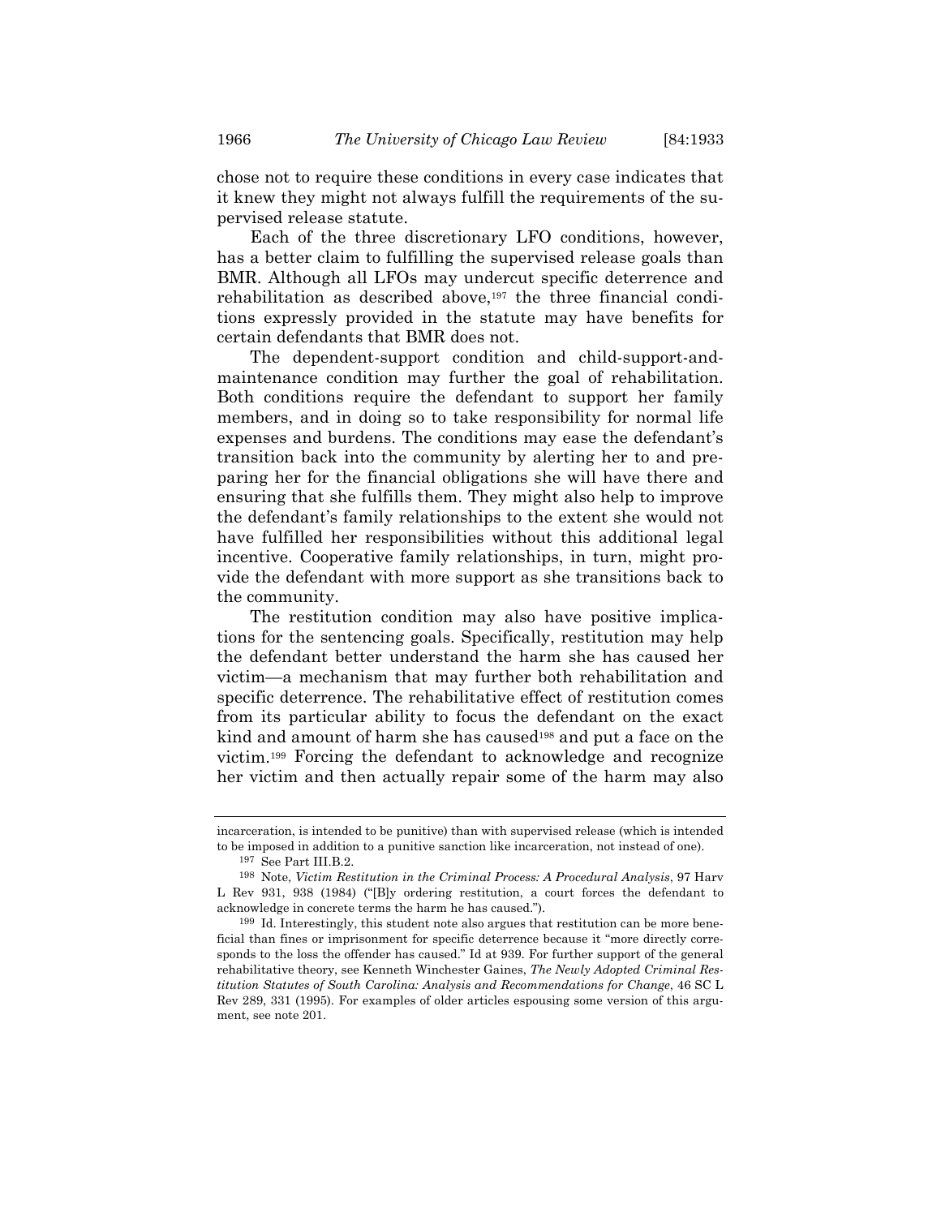chose not to require these conditions in every case indicates that it knew they might not always fulfill the requirements of the supervised release statute.

Each of the three discretionary LFO conditions, however, has a better claim to fulfilling the supervised release goals than BMR. Although all LFOs may undercut specific deterrence and rehabilitation as described above,[197] the three financial conditions expressly provided in the statute may have benefits for certain defendants that BMR does not.

The dependent-support condition and child-support-and-maintenance condition may further the goal of rehabilitation. Both conditions require the defendant to support her family members, and in doing so to take responsibility for normal life expenses and burdens. The conditions may ease the defendant's transition back into the community by alerting her to and preparing her for the financial obligations she will have there and ensuring that she fulfills them. They might also help to improve the defendant's family relationships to the extent she would not have fulfilled her responsibilities without this additional legal incentive. Cooperative family relationships, in turn, might provide the defendant with more support as she transitions back to the community.

The restitution condition may also have positive implications for the sentencing goals. Specifically, restitution may help the defendant better understand the harm she has caused her victim—a mechanism that may further both rehabilitation and specific deterrence. The rehabilitative effect of restitution comes from its particular ability to focus the defendant on the exact kind and amount of harm she has caused[198] and put a face on the victim.[199] Forcing the defendant to acknowledge and recognize her victim and then actually repair some of the harm may also

---

incarceration, is intended to be punitive) than with supervised release (which is intended to be imposed in addition to a punitive sanction like incarceration, not instead of one).

[197] See Part III.B.2.

[198] Note, *Victim Restitution in the Criminal Process: A Procedural Analysis*, 97 Harv L Rev 931, 938 (1984) ("[B]y ordering restitution, a court forces the defendant to acknowledge in concrete terms the harm he has caused.").

[199] Id. Interestingly, this student note also argues that restitution can be more beneficial than fines or imprisonment for specific deterrence because it "more directly corresponds to the loss the offender has caused." Id at 939. For further support of the general rehabilitative theory, see Kenneth Winchester Gaines, *The Newly Adopted Criminal Restitution Statutes of South Carolina: Analysis and Recommendations for Change*, 46 SC L Rev 289, 331 (1995). For examples of older articles espousing some version of this argument, see note 201.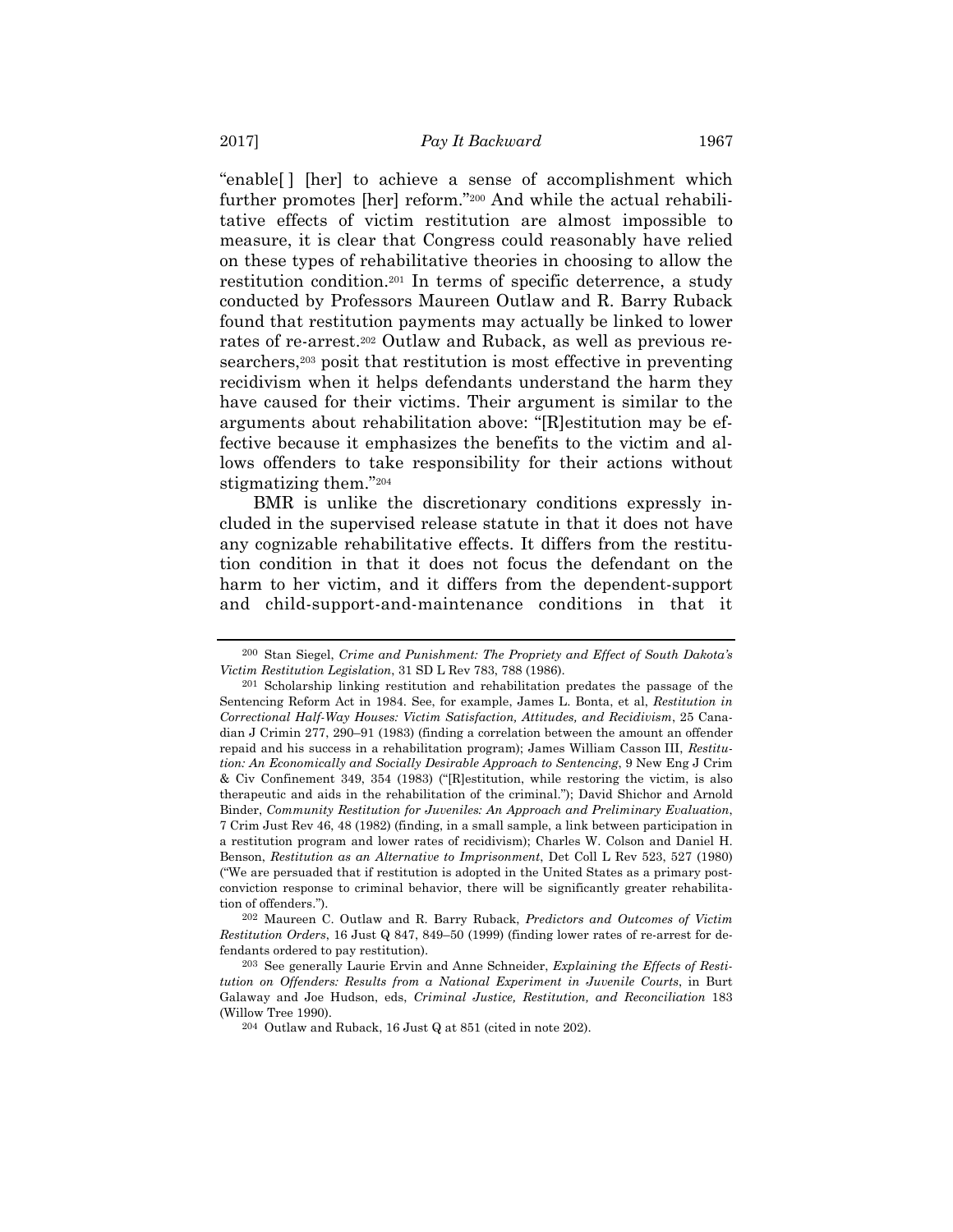"enable[ ] [her] to achieve a sense of accomplishment which further promotes [her] reform."[200] And while the actual rehabilitative effects of victim restitution are almost impossible to measure, it is clear that Congress could reasonably have relied on these types of rehabilitative theories in choosing to allow the restitution condition.[201] In terms of specific deterrence, a study conducted by Professors Maureen Outlaw and R. Barry Ruback found that restitution payments may actually be linked to lower rates of re-arrest.[202] Outlaw and Ruback, as well as previous researchers,[203] posit that restitution is most effective in preventing recidivism when it helps defendants understand the harm they have caused for their victims. Their argument is similar to the arguments about rehabilitation above: "[R]estitution may be effective because it emphasizes the benefits to the victim and allows offenders to take responsibility for their actions without stigmatizing them."[204]

BMR is unlike the discretionary conditions expressly included in the supervised release statute in that it does not have any cognizable rehabilitative effects. It differs from the restitution condition in that it does not focus the defendant on the harm to her victim, and it differs from the dependent-support and child-support-and-maintenance conditions in that it

---

200 Stan Siegel, *Crime and Punishment: The Propriety and Effect of South Dakota's Victim Restitution Legislation*, 31 SD L Rev 783, 788 (1986).

201 Scholarship linking restitution and rehabilitation predates the passage of the Sentencing Reform Act in 1984. See, for example, James L. Bonta, et al, *Restitution in Correctional Half-Way Houses: Victim Satisfaction, Attitudes, and Recidivism*, 25 Canadian J Crimin 277, 290–91 (1983) (finding a correlation between the amount an offender repaid and his success in a rehabilitation program); James William Casson III, *Restitution: An Economically and Socially Desirable Approach to Sentencing*, 9 New Eng J Crim & Civ Confinement 349, 354 (1983) ("[R]estitution, while restoring the victim, is also therapeutic and aids in the rehabilitation of the criminal."); David Shichor and Arnold Binder, *Community Restitution for Juveniles: An Approach and Preliminary Evaluation*, 7 Crim Just Rev 46, 48 (1982) (finding, in a small sample, a link between participation in a restitution program and lower rates of recidivism); Charles W. Colson and Daniel H. Benson, *Restitution as an Alternative to Imprisonment*, Det Coll L Rev 523, 527 (1980) ("We are persuaded that if restitution is adopted in the United States as a primary post-conviction response to criminal behavior, there will be significantly greater rehabilitation of offenders.").

202 Maureen C. Outlaw and R. Barry Ruback, *Predictors and Outcomes of Victim Restitution Orders*, 16 Just Q 847, 849–50 (1999) (finding lower rates of re-arrest for defendants ordered to pay restitution).

203 See generally Laurie Ervin and Anne Schneider, *Explaining the Effects of Restitution on Offenders: Results from a National Experiment in Juvenile Courts*, in Burt Galaway and Joe Hudson, eds, *Criminal Justice, Restitution, and Reconciliation* 183 (Willow Tree 1990).

204 Outlaw and Ruback, 16 Just Q at 851 (cited in note 202).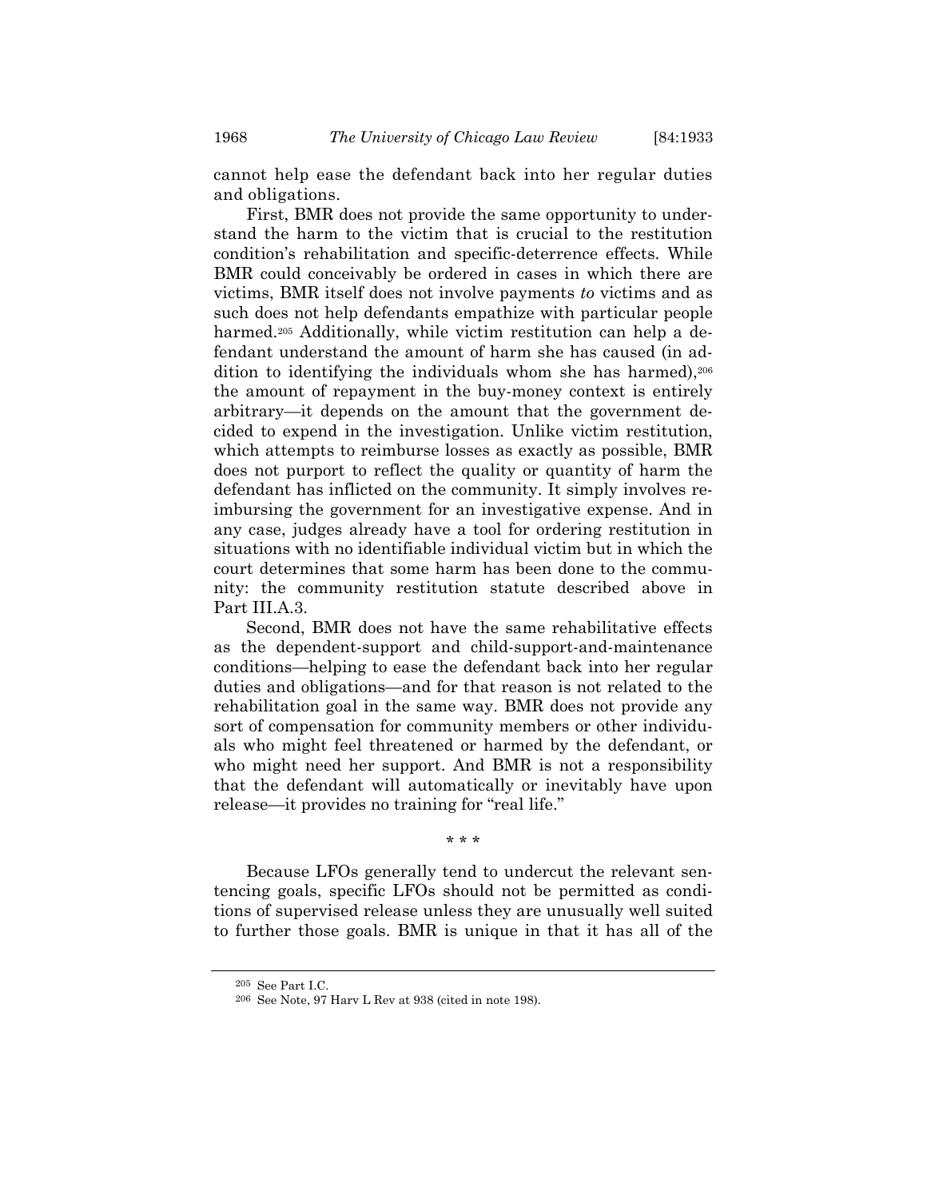cannot help ease the defendant back into her regular duties and obligations.

First, BMR does not provide the same opportunity to understand the harm to the victim that is crucial to the restitution condition's rehabilitation and specific-deterrence effects. While BMR could conceivably be ordered in cases in which there are victims, BMR itself does not involve payments *to* victims and as such does not help defendants empathize with particular people harmed.[205] Additionally, while victim restitution can help a defendant understand the amount of harm she has caused (in addition to identifying the individuals whom she has harmed),[206] the amount of repayment in the buy-money context is entirely arbitrary—it depends on the amount that the government decided to expend in the investigation. Unlike victim restitution, which attempts to reimburse losses as exactly as possible, BMR does not purport to reflect the quality or quantity of harm the defendant has inflicted on the community. It simply involves reimbursing the government for an investigative expense. And in any case, judges already have a tool for ordering restitution in situations with no identifiable individual victim but in which the court determines that some harm has been done to the community: the community restitution statute described above in Part III.A.3.

Second, BMR does not have the same rehabilitative effects as the dependent-support and child-support-and-maintenance conditions—helping to ease the defendant back into her regular duties and obligations—and for that reason is not related to the rehabilitation goal in the same way. BMR does not provide any sort of compensation for community members or other individuals who might feel threatened or harmed by the defendant, or who might need her support. And BMR is not a responsibility that the defendant will automatically or inevitably have upon release—it provides no training for "real life."

\* \* \*

Because LFOs generally tend to undercut the relevant sentencing goals, specific LFOs should not be permitted as conditions of supervised release unless they are unusually well suited to further those goals. BMR is unique in that it has all of the

---

[205] See Part I.C.

[206] See Note, 97 Harv L Rev at 938 (cited in note 198).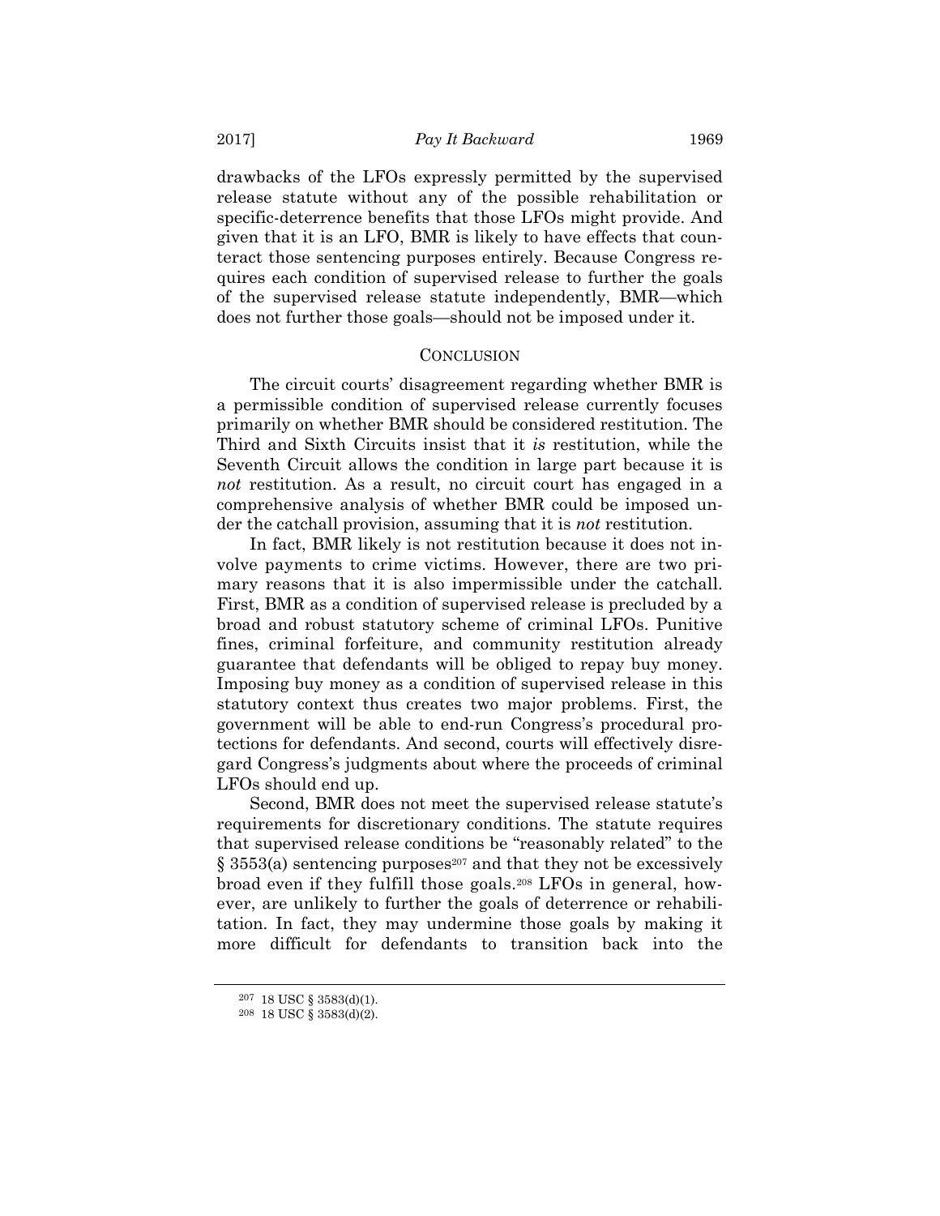drawbacks of the LFOs expressly permitted by the supervised release statute without any of the possible rehabilitation or specific-deterrence benefits that those LFOs might provide. And given that it is an LFO, BMR is likely to have effects that counteract those sentencing purposes entirely. Because Congress requires each condition of supervised release to further the goals of the supervised release statute independently, BMR—which does not further those goals—should not be imposed under it.

## CONCLUSION

The circuit courts' disagreement regarding whether BMR is a permissible condition of supervised release currently focuses primarily on whether BMR should be considered restitution. The Third and Sixth Circuits insist that it *is* restitution, while the Seventh Circuit allows the condition in large part because it is *not* restitution. As a result, no circuit court has engaged in a comprehensive analysis of whether BMR could be imposed under the catchall provision, assuming that it is *not* restitution.

In fact, BMR likely is not restitution because it does not involve payments to crime victims. However, there are two primary reasons that it is also impermissible under the catchall. First, BMR as a condition of supervised release is precluded by a broad and robust statutory scheme of criminal LFOs. Punitive fines, criminal forfeiture, and community restitution already guarantee that defendants will be obliged to repay buy money. Imposing buy money as a condition of supervised release in this statutory context thus creates two major problems. First, the government will be able to end-run Congress's procedural protections for defendants. And second, courts will effectively disregard Congress's judgments about where the proceeds of criminal LFOs should end up.

Second, BMR does not meet the supervised release statute's requirements for discretionary conditions. The statute requires that supervised release conditions be "reasonably related" to the § 3553(a) sentencing purposes[207] and that they not be excessively broad even if they fulfill those goals.[208] LFOs in general, however, are unlikely to further the goals of deterrence or rehabilitation. In fact, they may undermine those goals by making it more difficult for defendants to transition back into the

[207] 18 USC § 3583(d)(1).

[208] 18 USC § 3583(d)(2).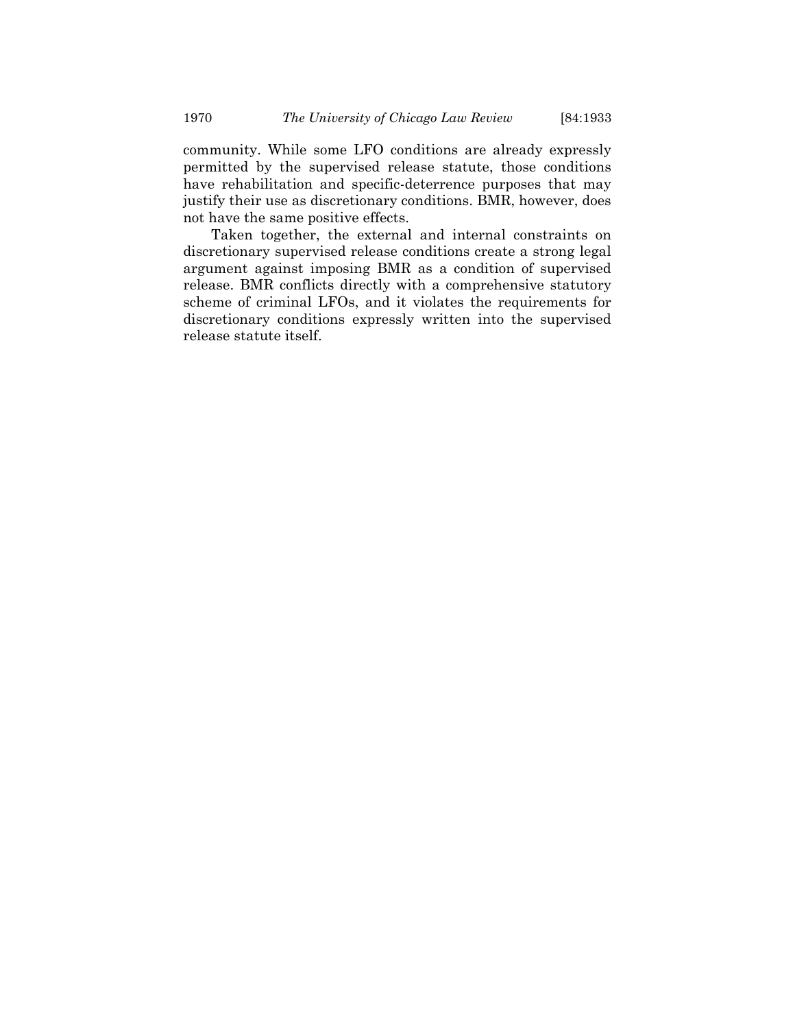community. While some LFO conditions are already expressly permitted by the supervised release statute, those conditions have rehabilitation and specific-deterrence purposes that may justify their use as discretionary conditions. BMR, however, does not have the same positive effects.

Taken together, the external and internal constraints on discretionary supervised release conditions create a strong legal argument against imposing BMR as a condition of supervised release. BMR conflicts directly with a comprehensive statutory scheme of criminal LFOs, and it violates the requirements for discretionary conditions expressly written into the supervised release statute itself.